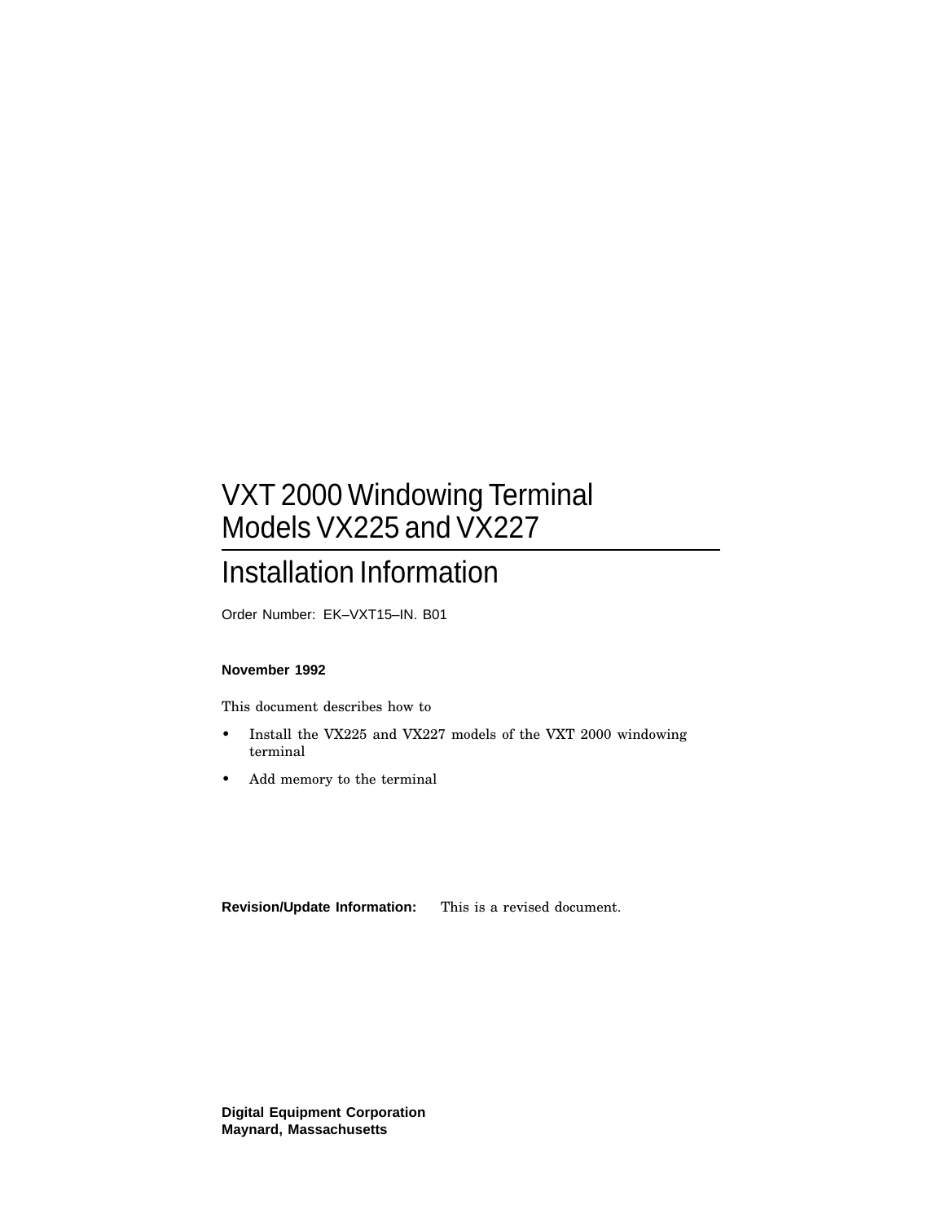# VXT 2000 Windowing Terminal Models VX225 and VX227

## Installation Information

Order Number: EK–VXT15–IN. B01

**November 1992**

This document describes how to

- Install the VX225 and VX227 models of the VXT 2000 windowing terminal
- Add memory to the terminal

**Revision/Update Information:** This is a revised document.

**Digital Equipment Corporation**
**Maynard, Massachusetts**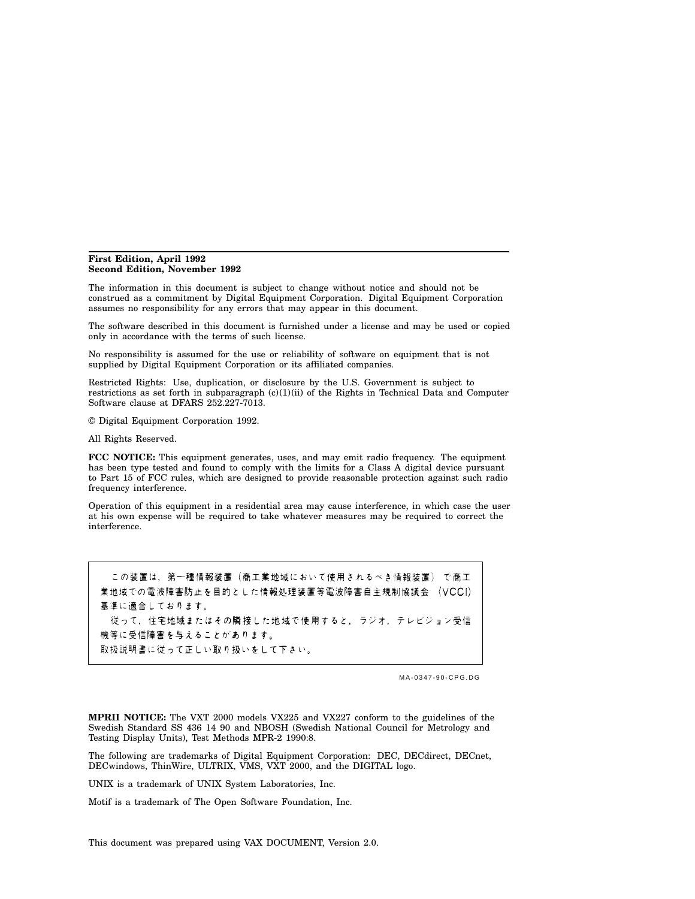**First Edition, April 1992**
**Second Edition, November 1992**

The information in this document is subject to change without notice and should not be construed as a commitment by Digital Equipment Corporation. Digital Equipment Corporation assumes no responsibility for any errors that may appear in this document.

The software described in this document is furnished under a license and may be used or copied only in accordance with the terms of such license.

No responsibility is assumed for the use or reliability of software on equipment that is not supplied by Digital Equipment Corporation or its affiliated companies.

Restricted Rights: Use, duplication, or disclosure by the U.S. Government is subject to restrictions as set forth in subparagraph (c)(1)(ii) of the Rights in Technical Data and Computer Software clause at DFARS 252.227-7013.

© Digital Equipment Corporation 1992.

All Rights Reserved.

**FCC NOTICE:** This equipment generates, uses, and may emit radio frequency. The equipment has been type tested and found to comply with the limits for a Class A digital device pursuant to Part 15 of FCC rules, which are designed to provide reasonable protection against such radio frequency interference.

Operation of this equipment in a residential area may cause interference, in which case the user at his own expense will be required to take whatever measures may be required to correct the interference.

この装置は，第一種情報装置（商工業地域において使用されるべき情報装置）で商工業地域での電波障害防止を目的とした情報処理装置等電波障害自主規制協議会（VCCI）基準に適合しております。
従って，住宅地域またはその隣接した地域で使用すると，ラジオ，テレビジョン受信機等に受信障害を与えることがあります。
取扱説明書に従って正しい取り扱いをして下さい。

MA-0347-90-CPG.DG

**MPRII NOTICE:** The VXT 2000 models VX225 and VX227 conform to the guidelines of the Swedish Standard SS 436 14 90 and NBOSH (Swedish National Council for Metrology and Testing Display Units), Test Methods MPR-2 1990:8.

The following are trademarks of Digital Equipment Corporation: DEC, DECdirect, DECnet, DECwindows, ThinWire, ULTRIX, VMS, VXT 2000, and the DIGITAL logo.

UNIX is a trademark of UNIX System Laboratories, Inc.

Motif is a trademark of The Open Software Foundation, Inc.

This document was prepared using VAX DOCUMENT, Version 2.0.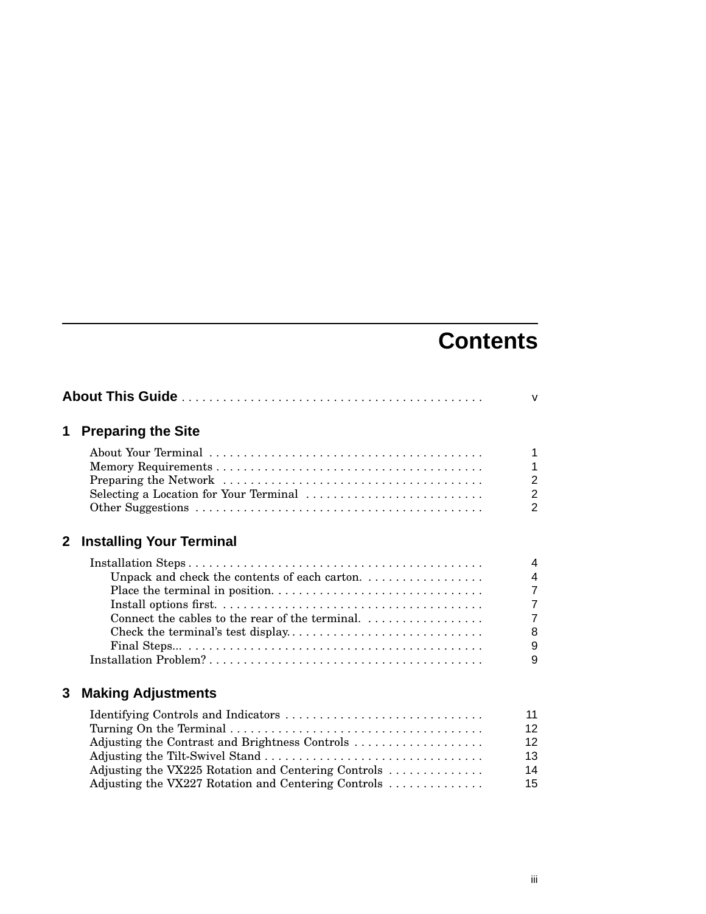# Contents

**About This Guide** . . . . . . . . . . . . . . . . . . . . . . . . . . . . . . . . . . . . . . . . . . v

## 1 Preparing the Site

About Your Terminal . . . . . . . . . . . . . . . . . . . . . . . . . . . . . . . . . . . . . . . . 1
Memory Requirements . . . . . . . . . . . . . . . . . . . . . . . . . . . . . . . . . . . . . . . 1
Preparing the Network . . . . . . . . . . . . . . . . . . . . . . . . . . . . . . . . . . . . . . 2
Selecting a Location for Your Terminal . . . . . . . . . . . . . . . . . . . . . . . . . . 2
Other Suggestions . . . . . . . . . . . . . . . . . . . . . . . . . . . . . . . . . . . . . . . . . 2

## 2 Installing Your Terminal

Installation Steps . . . . . . . . . . . . . . . . . . . . . . . . . . . . . . . . . . . . . . . . . . . 4
- Unpack and check the contents of each carton. . . . . . . . . . . . . . . . . . . 4
- Place the terminal in position. . . . . . . . . . . . . . . . . . . . . . . . . . . . . . . 7
- Install options first. . . . . . . . . . . . . . . . . . . . . . . . . . . . . . . . . . . . . . . 7
- Connect the cables to the rear of the terminal. . . . . . . . . . . . . . . . . . 7
- Check the terminal's test display. . . . . . . . . . . . . . . . . . . . . . . . . . . . . 8
- Final Steps... . . . . . . . . . . . . . . . . . . . . . . . . . . . . . . . . . . . . . . . . . . . 9

Installation Problem? . . . . . . . . . . . . . . . . . . . . . . . . . . . . . . . . . . . . . . . . 9

## 3 Making Adjustments

Identifying Controls and Indicators . . . . . . . . . . . . . . . . . . . . . . . . . . . . . 11
Turning On the Terminal . . . . . . . . . . . . . . . . . . . . . . . . . . . . . . . . . . . . . 12
Adjusting the Contrast and Brightness Controls . . . . . . . . . . . . . . . . . . . 12
Adjusting the Tilt-Swivel Stand . . . . . . . . . . . . . . . . . . . . . . . . . . . . . . . . 13
Adjusting the VX225 Rotation and Centering Controls . . . . . . . . . . . . . . 14
Adjusting the VX227 Rotation and Centering Controls . . . . . . . . . . . . . . 15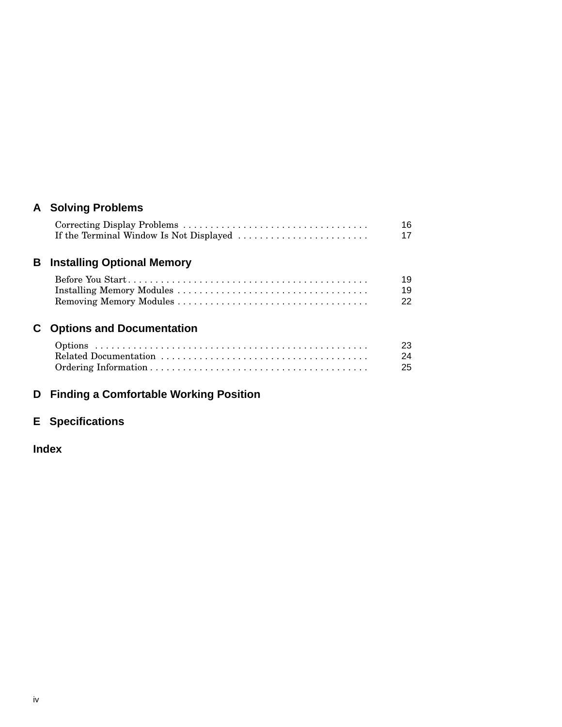## A Solving Problems

| | |
|---|---|
| Correcting Display Problems | 16 |
| If the Terminal Window Is Not Displayed | 17 |

## B Installing Optional Memory

| | |
|---|---|
| Before You Start | 19 |
| Installing Memory Modules | 19 |
| Removing Memory Modules | 22 |

## C Options and Documentation

| | |
|---|---|
| Options | 23 |
| Related Documentation | 24 |
| Ordering Information | 25 |

## D Finding a Comfortable Working Position

## E Specifications

## Index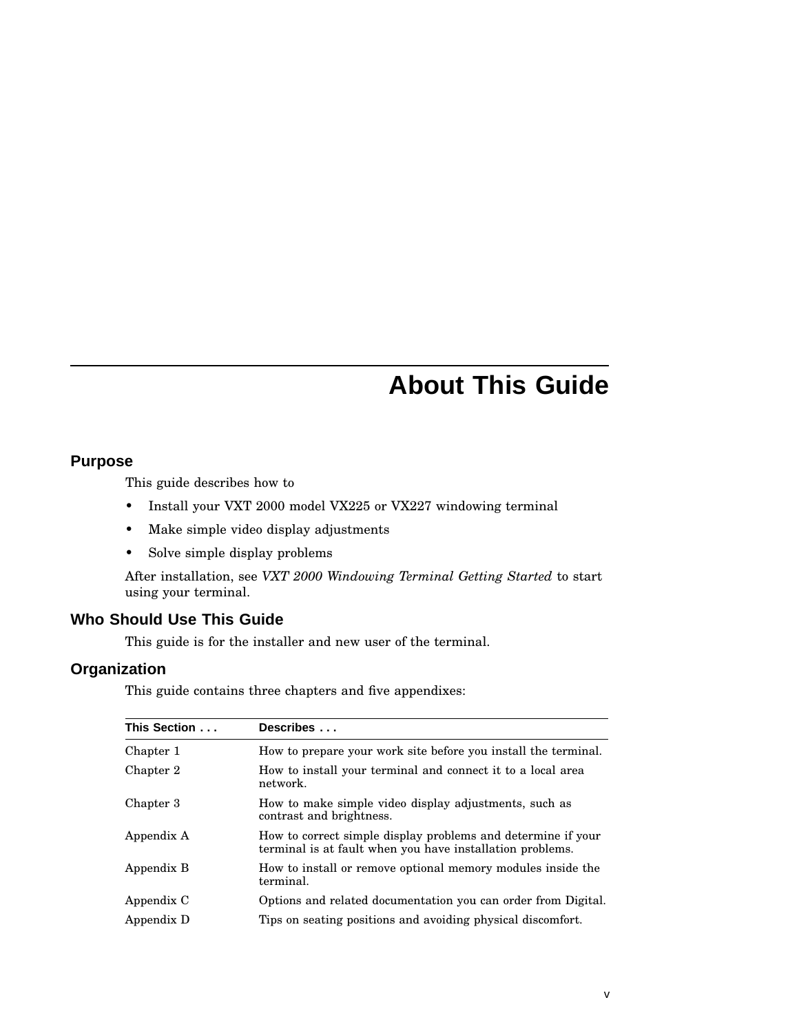# About This Guide

## Purpose

This guide describes how to

- Install your VXT 2000 model VX225 or VX227 windowing terminal
- Make simple video display adjustments
- Solve simple display problems

After installation, see *VXT 2000 Windowing Terminal Getting Started* to start using your terminal.

## Who Should Use This Guide

This guide is for the installer and new user of the terminal.

## Organization

This guide contains three chapters and five appendixes:

| This Section . . . | Describes . . . |
|---|---|
| Chapter 1 | How to prepare your work site before you install the terminal. |
| Chapter 2 | How to install your terminal and connect it to a local area network. |
| Chapter 3 | How to make simple video display adjustments, such as contrast and brightness. |
| Appendix A | How to correct simple display problems and determine if your terminal is at fault when you have installation problems. |
| Appendix B | How to install or remove optional memory modules inside the terminal. |
| Appendix C | Options and related documentation you can order from Digital. |
| Appendix D | Tips on seating positions and avoiding physical discomfort. |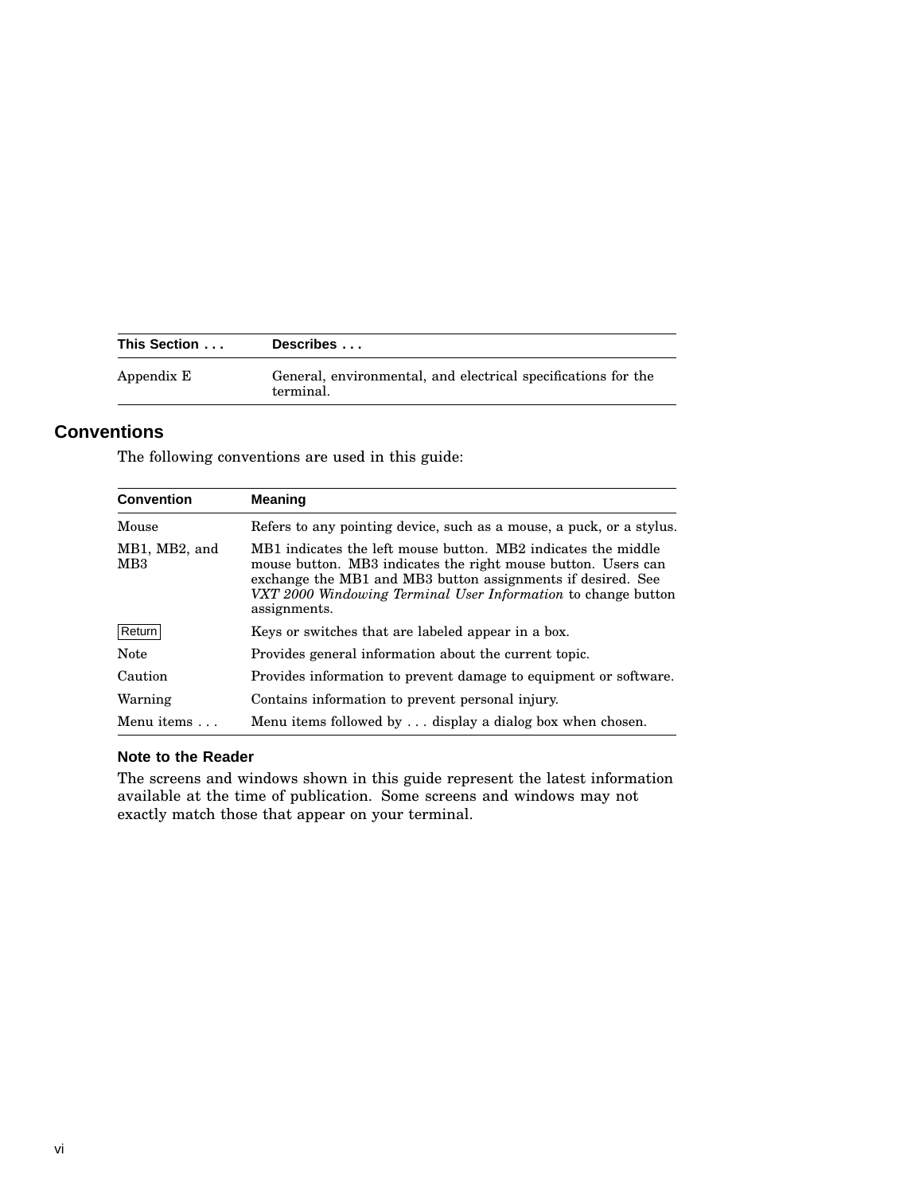| This Section . . . | Describes . . . |
|---|---|
| Appendix E | General, environmental, and electrical specifications for the terminal. |

## Conventions

The following conventions are used in this guide:

| Convention | Meaning |
|---|---|
| Mouse | Refers to any pointing device, such as a mouse, a puck, or a stylus. |
| MB1, MB2, and MB3 | MB1 indicates the left mouse button. MB2 indicates the middle mouse button. MB3 indicates the right mouse button. Users can exchange the MB1 and MB3 button assignments if desired. See *VXT 2000 Windowing Terminal User Information* to change button assignments. |
| Return | Keys or switches that are labeled appear in a box. |
| Note | Provides general information about the current topic. |
| Caution | Provides information to prevent damage to equipment or software. |
| Warning | Contains information to prevent personal injury. |
| Menu items . . . | Menu items followed by . . . display a dialog box when chosen. |

### Note to the Reader

The screens and windows shown in this guide represent the latest information available at the time of publication. Some screens and windows may not exactly match those that appear on your terminal.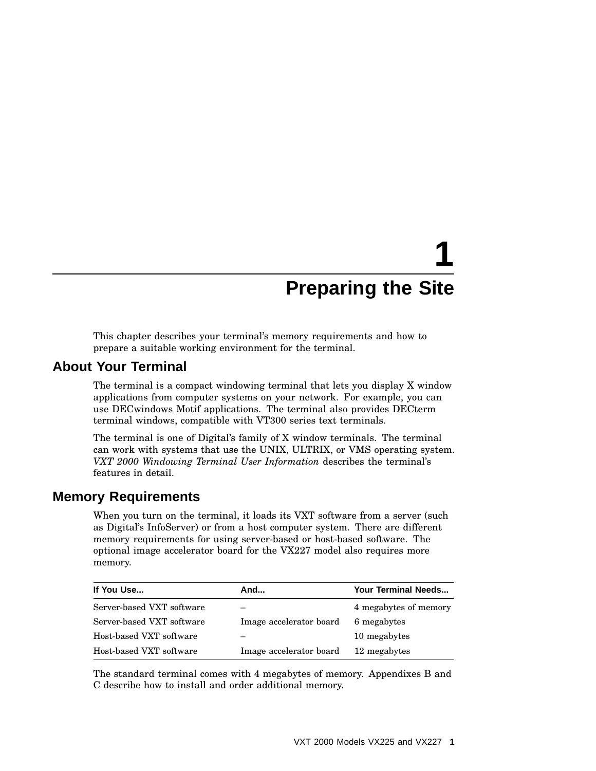# 1 Preparing the Site

This chapter describes your terminal's memory requirements and how to prepare a suitable working environment for the terminal.

## About Your Terminal

The terminal is a compact windowing terminal that lets you display X window applications from computer systems on your network. For example, you can use DECwindows Motif applications. The terminal also provides DECterm terminal windows, compatible with VT300 series text terminals.

The terminal is one of Digital's family of X window terminals. The terminal can work with systems that use the UNIX, ULTRIX, or VMS operating system. *VXT 2000 Windowing Terminal User Information* describes the terminal's features in detail.

## Memory Requirements

When you turn on the terminal, it loads its VXT software from a server (such as Digital's InfoServer) or from a host computer system. There are different memory requirements for using server-based or host-based software. The optional image accelerator board for the VX227 model also requires more memory.

| If You Use... | And... | Your Terminal Needs... |
|---|---|---|
| Server-based VXT software | – | 4 megabytes of memory |
| Server-based VXT software | Image accelerator board | 6 megabytes |
| Host-based VXT software | – | 10 megabytes |
| Host-based VXT software | Image accelerator board | 12 megabytes |

The standard terminal comes with 4 megabytes of memory. Appendixes B and C describe how to install and order additional memory.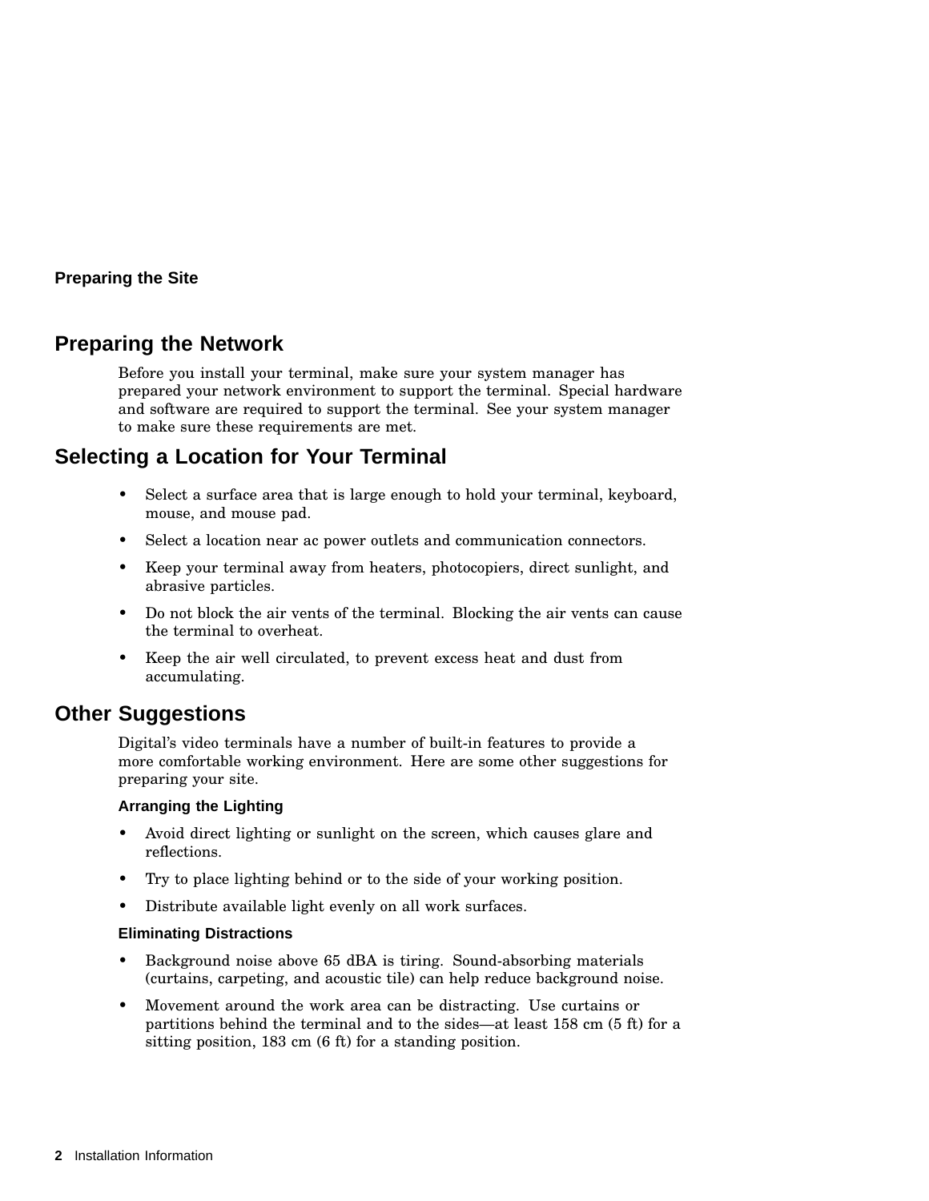## Preparing the Site

### Preparing the Network

Before you install your terminal, make sure your system manager has prepared your network environment to support the terminal. Special hardware and software are required to support the terminal. See your system manager to make sure these requirements are met.

### Selecting a Location for Your Terminal

- Select a surface area that is large enough to hold your terminal, keyboard, mouse, and mouse pad.
- Select a location near ac power outlets and communication connectors.
- Keep your terminal away from heaters, photocopiers, direct sunlight, and abrasive particles.
- Do not block the air vents of the terminal. Blocking the air vents can cause the terminal to overheat.
- Keep the air well circulated, to prevent excess heat and dust from accumulating.

### Other Suggestions

Digital's video terminals have a number of built-in features to provide a more comfortable working environment. Here are some other suggestions for preparing your site.

#### Arranging the Lighting

- Avoid direct lighting or sunlight on the screen, which causes glare and reflections.
- Try to place lighting behind or to the side of your working position.
- Distribute available light evenly on all work surfaces.

#### Eliminating Distractions

- Background noise above 65 dBA is tiring. Sound-absorbing materials (curtains, carpeting, and acoustic tile) can help reduce background noise.
- Movement around the work area can be distracting. Use curtains or partitions behind the terminal and to the sides—at least 158 cm (5 ft) for a sitting position, 183 cm (6 ft) for a standing position.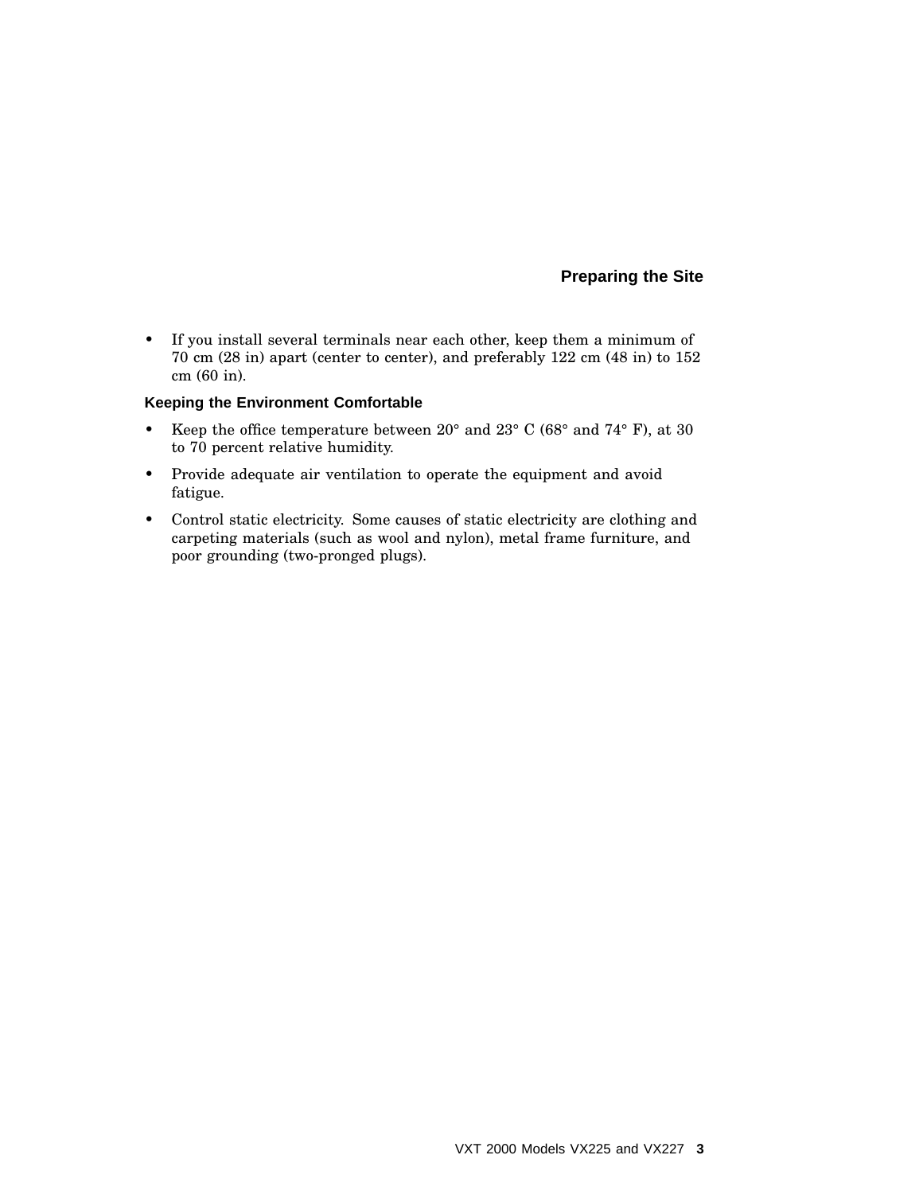- If you install several terminals near each other, keep them a minimum of 70 cm (28 in) apart (center to center), and preferably 122 cm (48 in) to 152 cm (60 in).

### Keeping the Environment Comfortable

- Keep the office temperature between 20° and 23° C (68° and 74° F), at 30 to 70 percent relative humidity.
- Provide adequate air ventilation to operate the equipment and avoid fatigue.
- Control static electricity. Some causes of static electricity are clothing and carpeting materials (such as wool and nylon), metal frame furniture, and poor grounding (two-pronged plugs).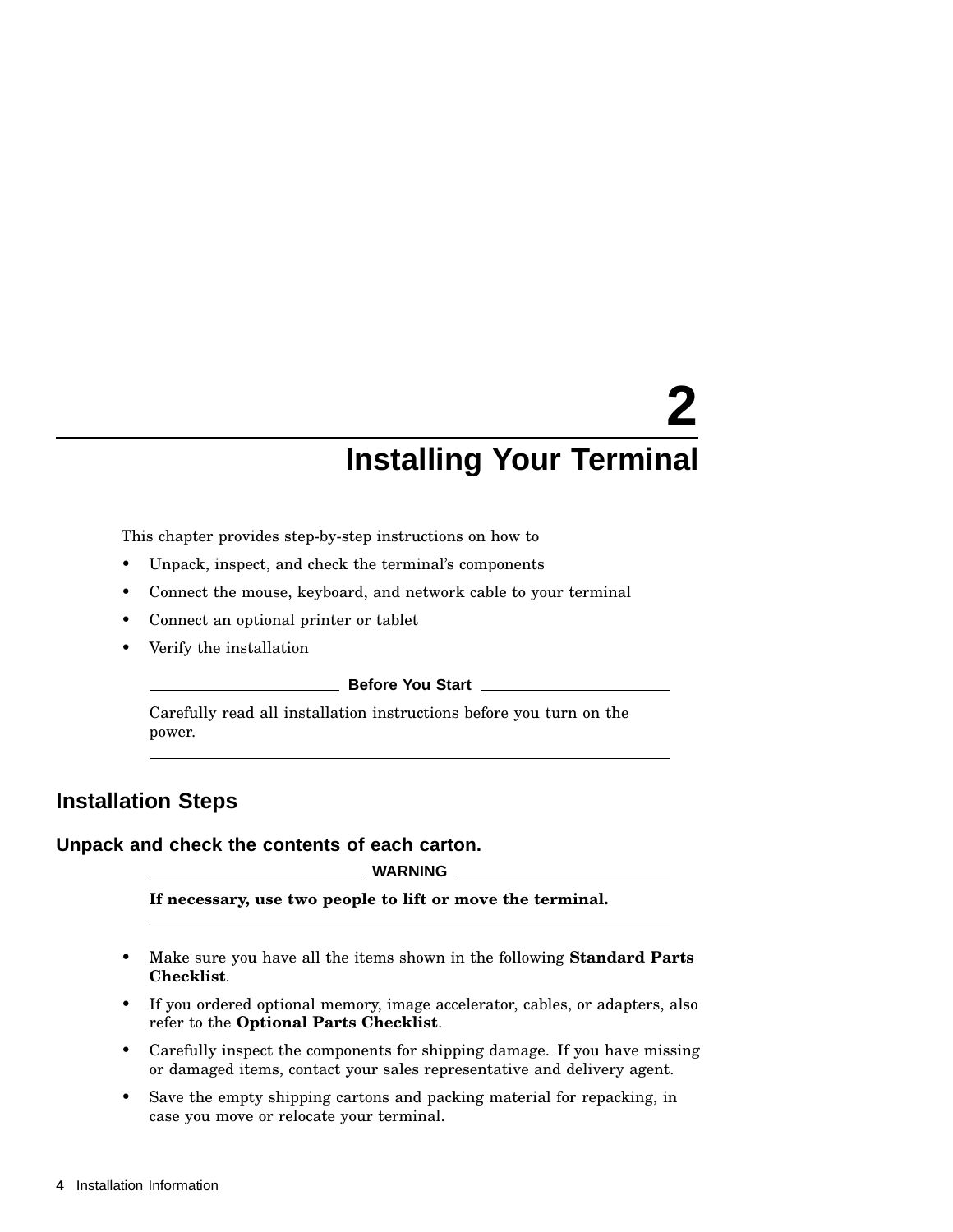# 2 Installing Your Terminal

This chapter provides step-by-step instructions on how to

- Unpack, inspect, and check the terminal's components
- Connect the mouse, keyboard, and network cable to your terminal
- Connect an optional printer or tablet
- Verify the installation

---

**Before You Start**

Carefully read all installation instructions before you turn on the power.

---

## Installation Steps

### Unpack and check the contents of each carton.

---

**WARNING**

**If necessary, use two people to lift or move the terminal.**

---

- Make sure you have all the items shown in the following **Standard Parts Checklist**.
- If you ordered optional memory, image accelerator, cables, or adapters, also refer to the **Optional Parts Checklist**.
- Carefully inspect the components for shipping damage. If you have missing or damaged items, contact your sales representative and delivery agent.
- Save the empty shipping cartons and packing material for repacking, in case you move or relocate your terminal.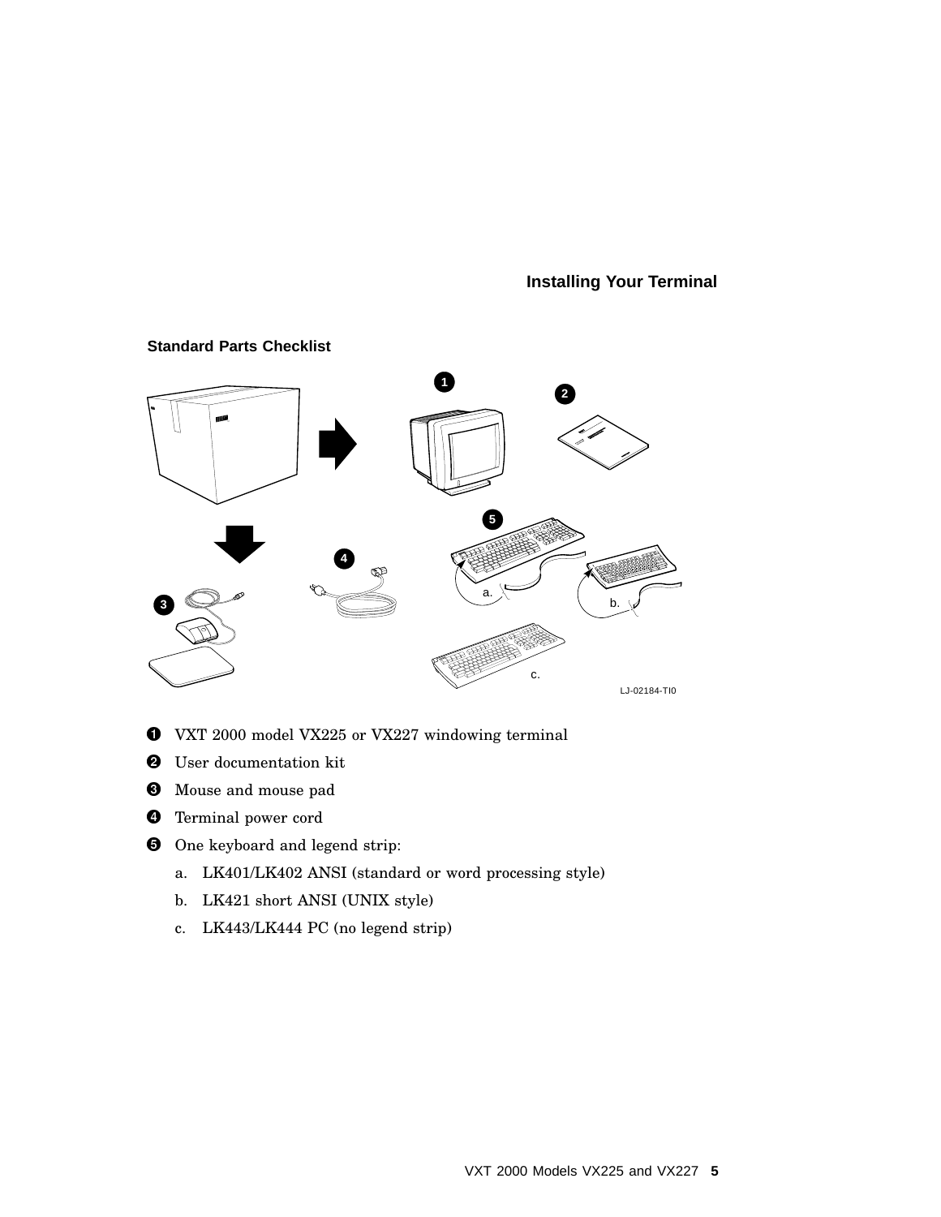## Standard Parts Checklist

LJ-02184-TI0

1. VXT 2000 model VX225 or VX227 windowing terminal
2. User documentation kit
3. Mouse and mouse pad
4. Terminal power cord
5. One keyboard and legend strip:
   a. LK401/LK402 ANSI (standard or word processing style)
   b. LK421 short ANSI (UNIX style)
   c. LK443/LK444 PC (no legend strip)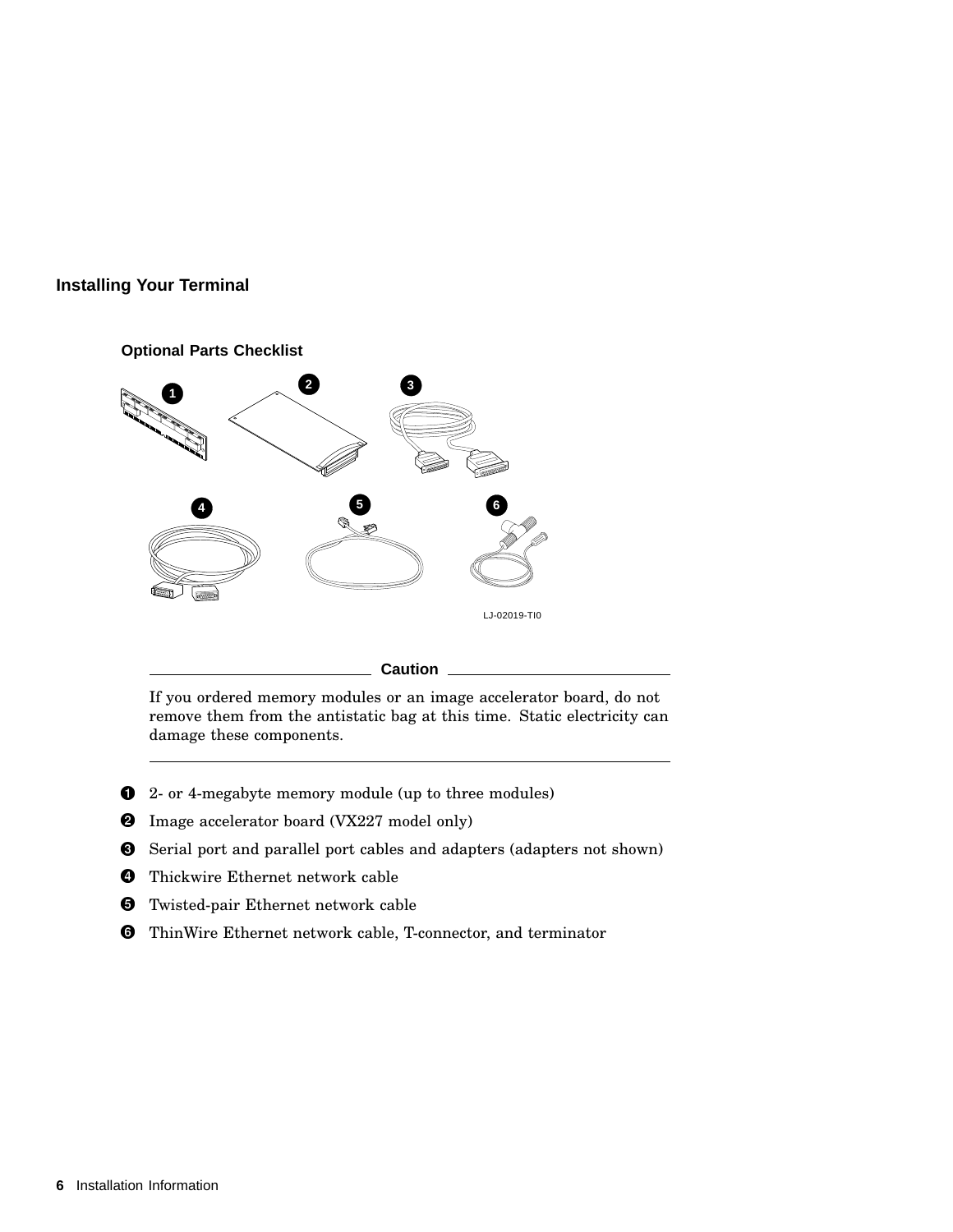## Installing Your Terminal

### Optional Parts Checklist

LJ-02019-TI0

**Caution**

If you ordered memory modules or an image accelerator board, do not remove them from the antistatic bag at this time. Static electricity can damage these components.

1. 2- or 4-megabyte memory module (up to three modules)
2. Image accelerator board (VX227 model only)
3. Serial port and parallel port cables and adapters (adapters not shown)
4. Thickwire Ethernet network cable
5. Twisted-pair Ethernet network cable
6. ThinWire Ethernet network cable, T-connector, and terminator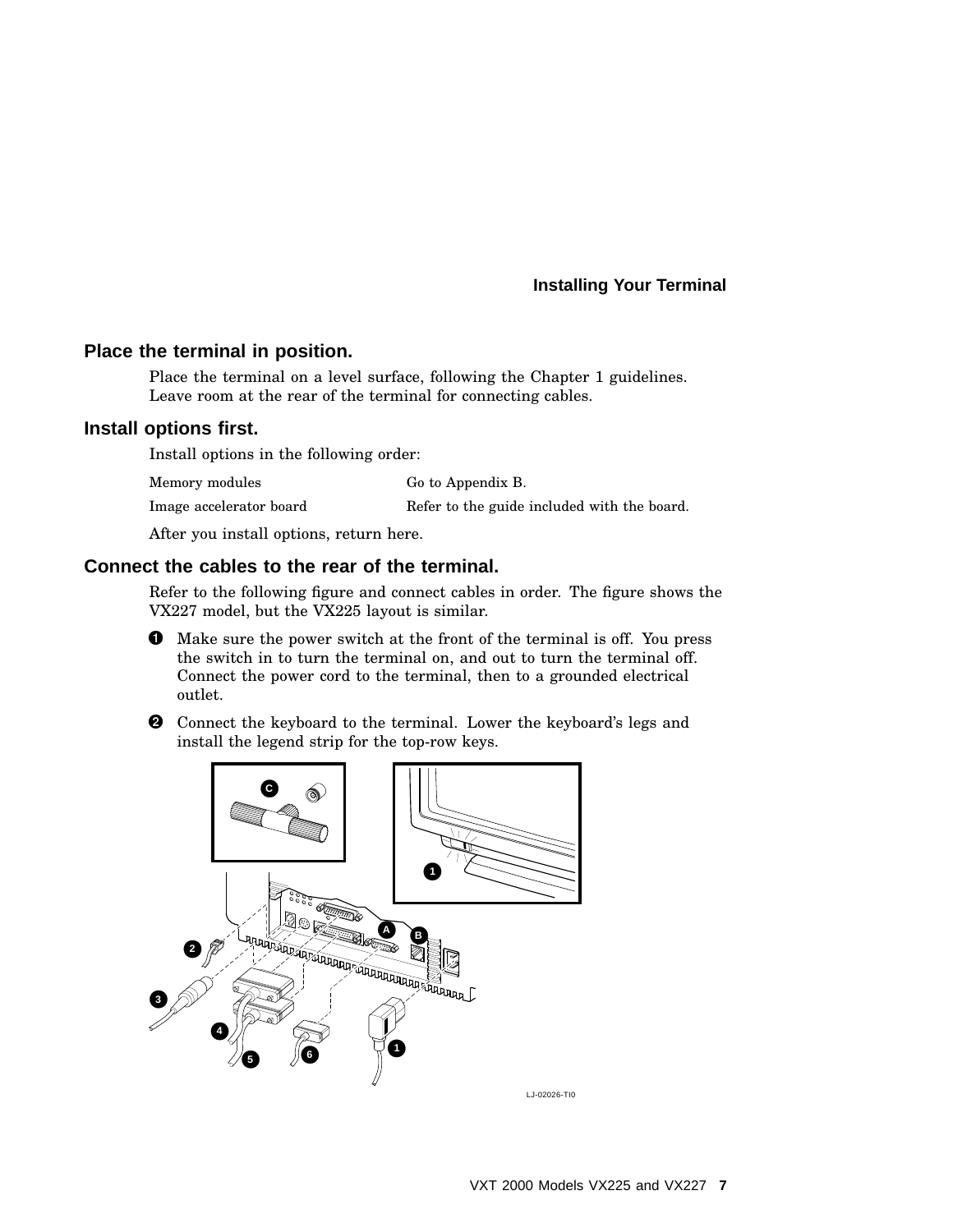## Place the terminal in position.

Place the terminal on a level surface, following the Chapter 1 guidelines. Leave room at the rear of the terminal for connecting cables.

## Install options first.

Install options in the following order:

| | |
|---|---|
| Memory modules | Go to Appendix B. |
| Image accelerator board | Refer to the guide included with the board. |

After you install options, return here.

## Connect the cables to the rear of the terminal.

Refer to the following figure and connect cables in order. The figure shows the VX227 model, but the VX225 layout is similar.

❶ Make sure the power switch at the front of the terminal is off. You press the switch in to turn the terminal on, and out to turn the terminal off. Connect the power cord to the terminal, then to a grounded electrical outlet.

❷ Connect the keyboard to the terminal. Lower the keyboard's legs and install the legend strip for the top-row keys.

LJ-02026-TI0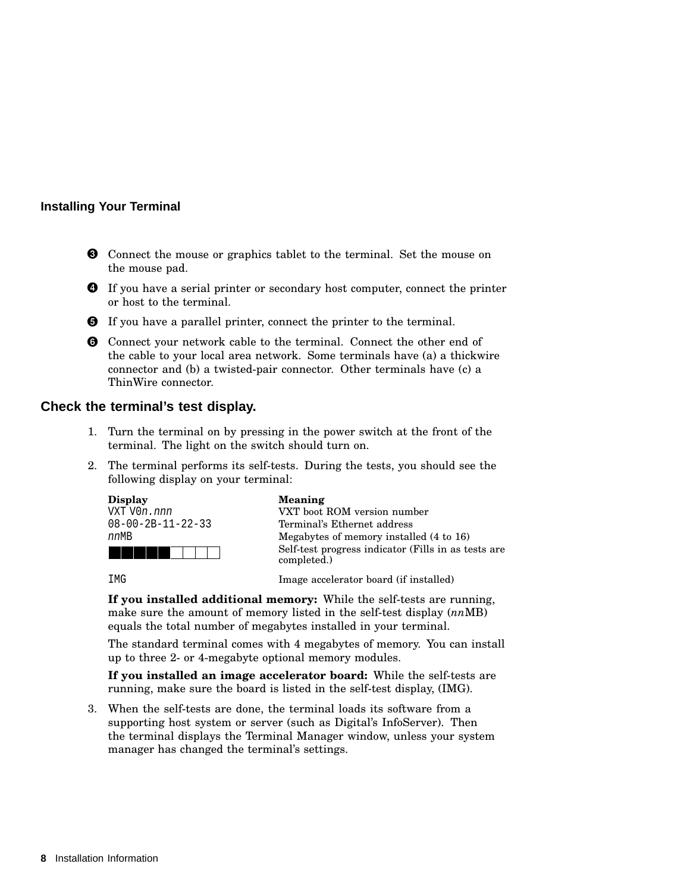## Installing Your Terminal

3. Connect the mouse or graphics tablet to the terminal. Set the mouse on the mouse pad.
4. If you have a serial printer or secondary host computer, connect the printer or host to the terminal.
5. If you have a parallel printer, connect the printer to the terminal.
6. Connect your network cable to the terminal. Connect the other end of the cable to your local area network. Some terminals have (a) a thickwire connector and (b) a twisted-pair connector. Other terminals have (c) a ThinWire connector.

## Check the terminal's test display.

1. Turn the terminal on by pressing in the power switch at the front of the terminal. The light on the switch should turn on.
2. The terminal performs its self-tests. During the tests, you should see the following display on your terminal:

   | Display | Meaning |
   |---|---|
   | VXT V0*n.nnn* | VXT boot ROM version number |
   | 08-00-2B-11-22-33 | Terminal's Ethernet address |
   | *nn*MB | Megabytes of memory installed (4 to 16) |
   | ■■■■■□□□□ | Self-test progress indicator (Fills in as tests are completed.) |
   | IMG | Image accelerator board (if installed) |

   **If you installed additional memory:** While the self-tests are running, make sure the amount of memory listed in the self-test display (*nn*MB) equals the total number of megabytes installed in your terminal.

   The standard terminal comes with 4 megabytes of memory. You can install up to three 2- or 4-megabyte optional memory modules.

   **If you installed an image accelerator board:** While the self-tests are running, make sure the board is listed in the self-test display, (IMG).

3. When the self-tests are done, the terminal loads its software from a supporting host system or server (such as Digital's InfoServer). Then the terminal displays the Terminal Manager window, unless your system manager has changed the terminal's settings.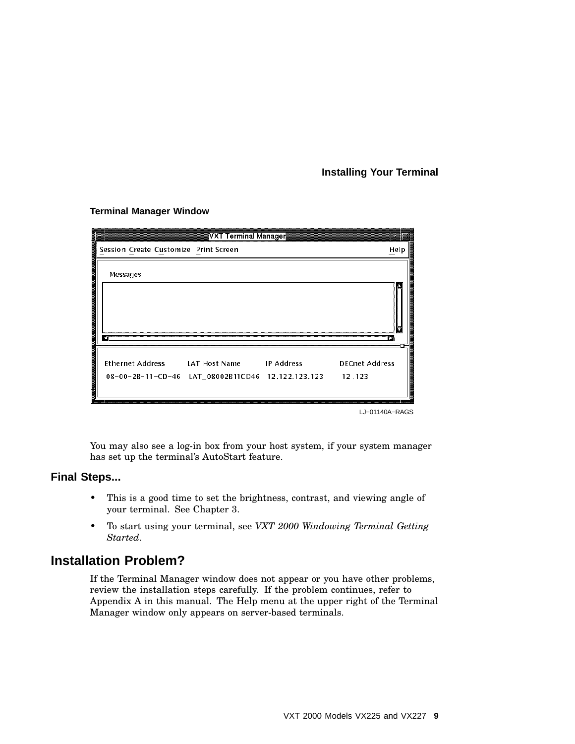**Terminal Manager Window**

VXT Terminal Manager

Session Create Customize Print Screen Help

Messages

| Ethernet Address | LAT Host Name | IP Address | DECnet Address |
| --- | --- | --- | --- |
| 08-00-2B-11-CD-46 | LAT_08002B11CD46 | 12.122.123.123 | 12.123 |

LJ−01140A−RAGS

You may also see a log-in box from your host system, if your system manager has set up the terminal's AutoStart feature.

## Final Steps...

- This is a good time to set the brightness, contrast, and viewing angle of your terminal. See Chapter 3.
- To start using your terminal, see *VXT 2000 Windowing Terminal Getting Started*.

# Installation Problem?

If the Terminal Manager window does not appear or you have other problems, review the installation steps carefully. If the problem continues, refer to Appendix A in this manual. The Help menu at the upper right of the Terminal Manager window only appears on server-based terminals.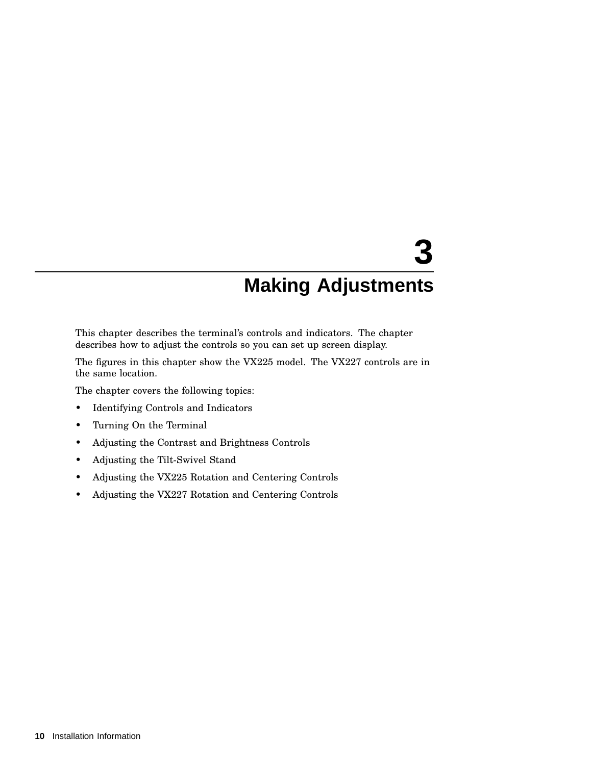# 3 Making Adjustments

This chapter describes the terminal's controls and indicators. The chapter describes how to adjust the controls so you can set up screen display.

The figures in this chapter show the VX225 model. The VX227 controls are in the same location.

The chapter covers the following topics:

- Identifying Controls and Indicators
- Turning On the Terminal
- Adjusting the Contrast and Brightness Controls
- Adjusting the Tilt-Swivel Stand
- Adjusting the VX225 Rotation and Centering Controls
- Adjusting the VX227 Rotation and Centering Controls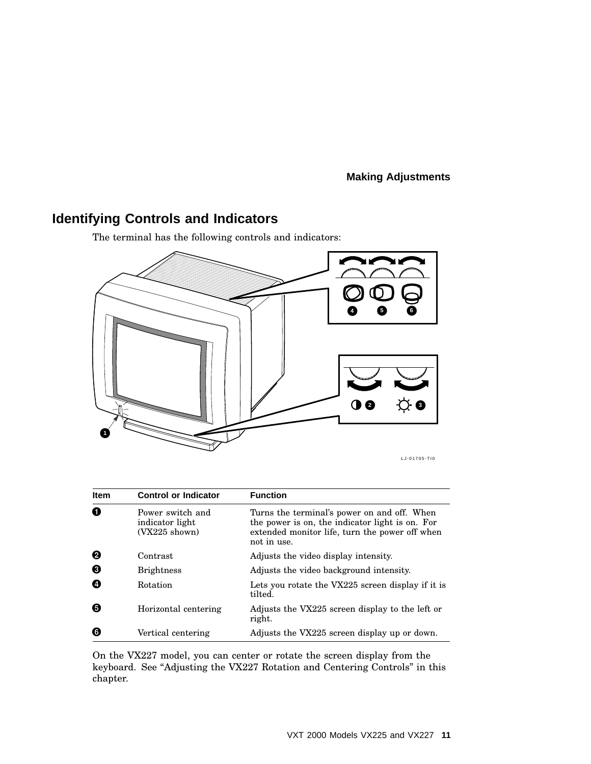## Identifying Controls and Indicators

The terminal has the following controls and indicators:

| Item | Control or Indicator | Function |
|---|---|---|
| 1 | Power switch and indicator light (VX225 shown) | Turns the terminal's power on and off. When the power is on, the indicator light is on. For extended monitor life, turn the power off when not in use. |
| 2 | Contrast | Adjusts the video display intensity. |
| 3 | Brightness | Adjusts the video background intensity. |
| 4 | Rotation | Lets you rotate the VX225 screen display if it is tilted. |
| 5 | Horizontal centering | Adjusts the VX225 screen display to the left or right. |
| 6 | Vertical centering | Adjusts the VX225 screen display up or down. |

On the VX227 model, you can center or rotate the screen display from the keyboard. See "Adjusting the VX227 Rotation and Centering Controls" in this chapter.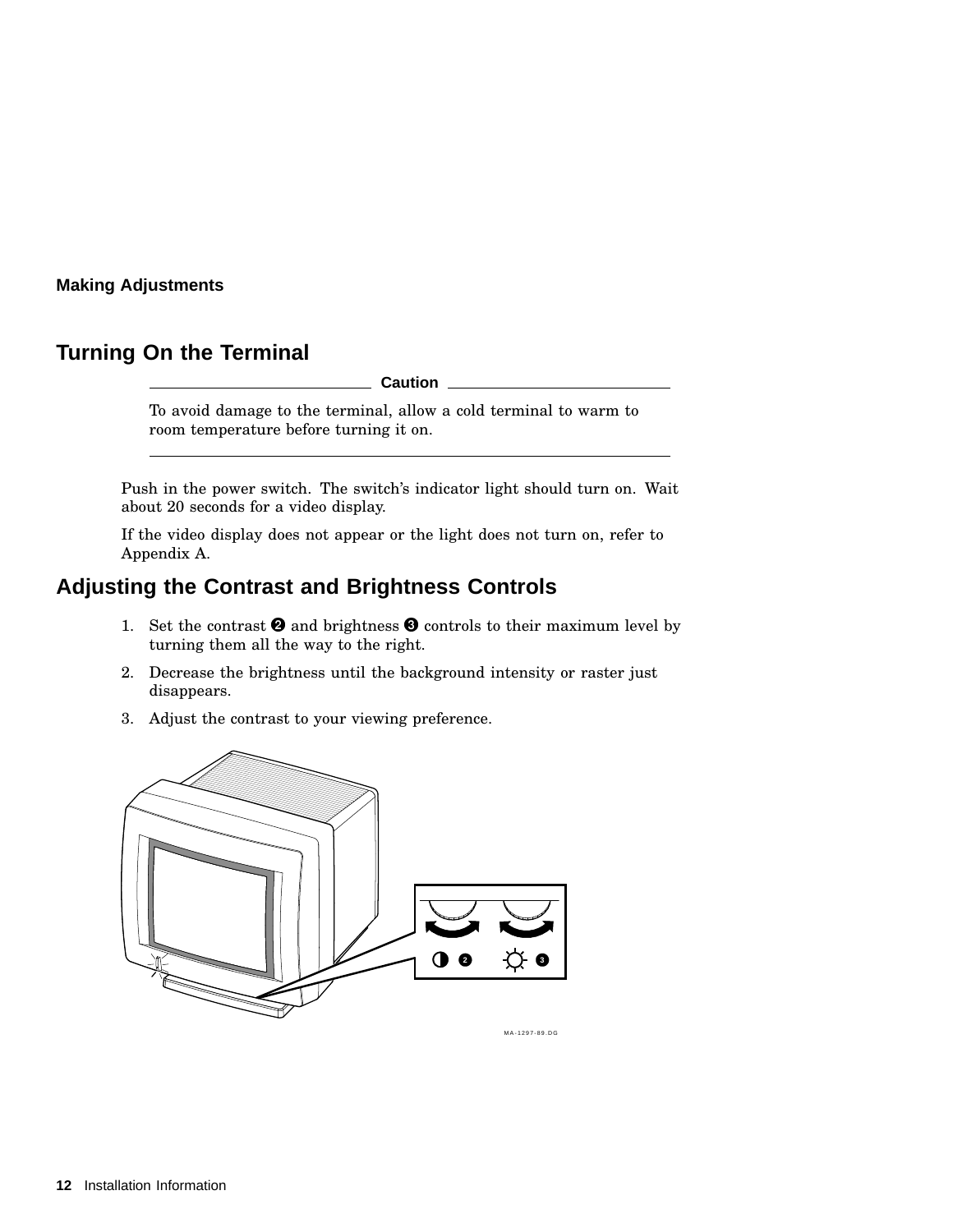**Making Adjustments**

## Turning On the Terminal

**Caution**

To avoid damage to the terminal, allow a cold terminal to warm to room temperature before turning it on.

---

Push in the power switch. The switch's indicator light should turn on. Wait about 20 seconds for a video display.

If the video display does not appear or the light does not turn on, refer to Appendix A.

## Adjusting the Contrast and Brightness Controls

1. Set the contrast ❷ and brightness ❸ controls to their maximum level by turning them all the way to the right.
2. Decrease the brightness until the background intensity or raster just disappears.
3. Adjust the contrast to your viewing preference.

MA-1297-89.DG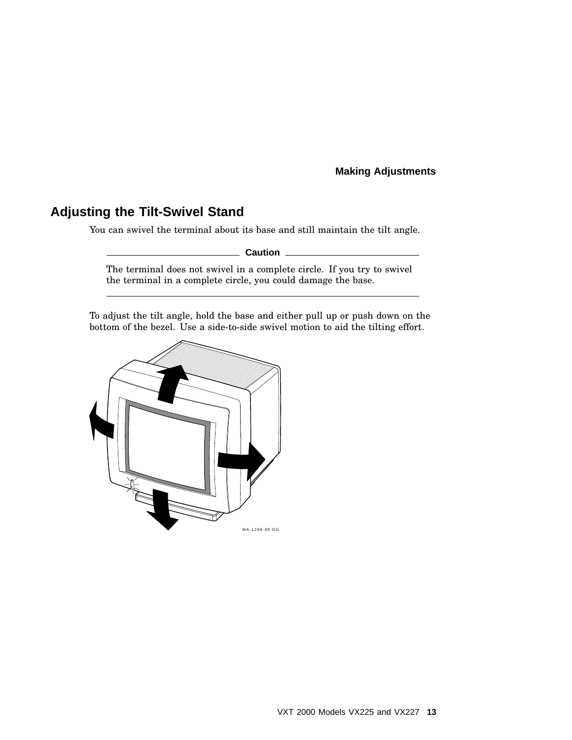## Adjusting the Tilt-Swivel Stand

You can swivel the terminal about its base and still maintain the tilt angle.

**Caution**

The terminal does not swivel in a complete circle. If you try to swivel the terminal in a complete circle, you could damage the base.

---

To adjust the tilt angle, hold the base and either pull up or push down on the bottom of the bezel. Use a side-to-side swivel motion to aid the tilting effort.

MA-1299-89.DG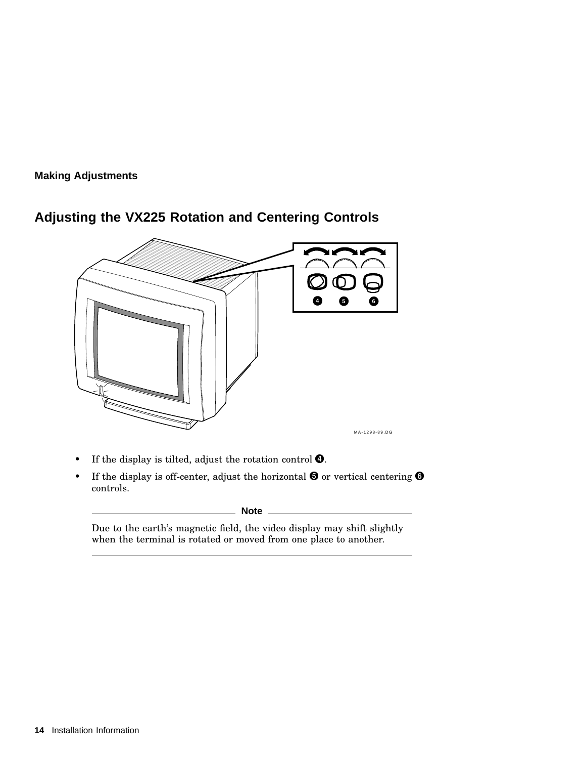**Making Adjustments**

## Adjusting the VX225 Rotation and Centering Controls

MA-1298-89.DG

- If the display is tilted, adjust the rotation control ❹.
- If the display is off-center, adjust the horizontal ❺ or vertical centering ❻ controls.

**Note**

Due to the earth's magnetic field, the video display may shift slightly when the terminal is rotated or moved from one place to another.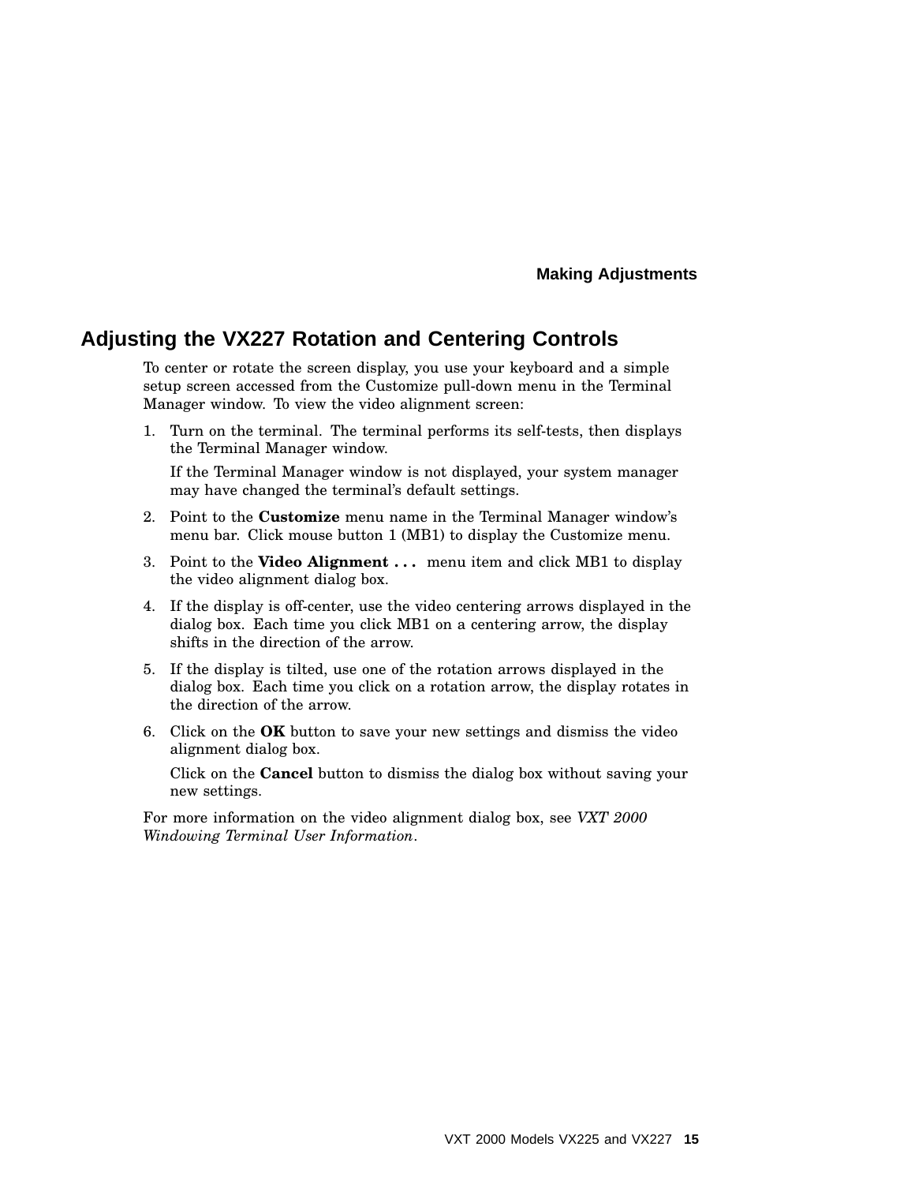## Adjusting the VX227 Rotation and Centering Controls

To center or rotate the screen display, you use your keyboard and a simple setup screen accessed from the Customize pull-down menu in the Terminal Manager window. To view the video alignment screen:

1. Turn on the terminal. The terminal performs its self-tests, then displays the Terminal Manager window.

   If the Terminal Manager window is not displayed, your system manager may have changed the terminal's default settings.

2. Point to the **Customize** menu name in the Terminal Manager window's menu bar. Click mouse button 1 (MB1) to display the Customize menu.

3. Point to the **Video Alignment . . .** menu item and click MB1 to display the video alignment dialog box.

4. If the display is off-center, use the video centering arrows displayed in the dialog box. Each time you click MB1 on a centering arrow, the display shifts in the direction of the arrow.

5. If the display is tilted, use one of the rotation arrows displayed in the dialog box. Each time you click on a rotation arrow, the display rotates in the direction of the arrow.

6. Click on the **OK** button to save your new settings and dismiss the video alignment dialog box.

   Click on the **Cancel** button to dismiss the dialog box without saving your new settings.

For more information on the video alignment dialog box, see *VXT 2000 Windowing Terminal User Information*.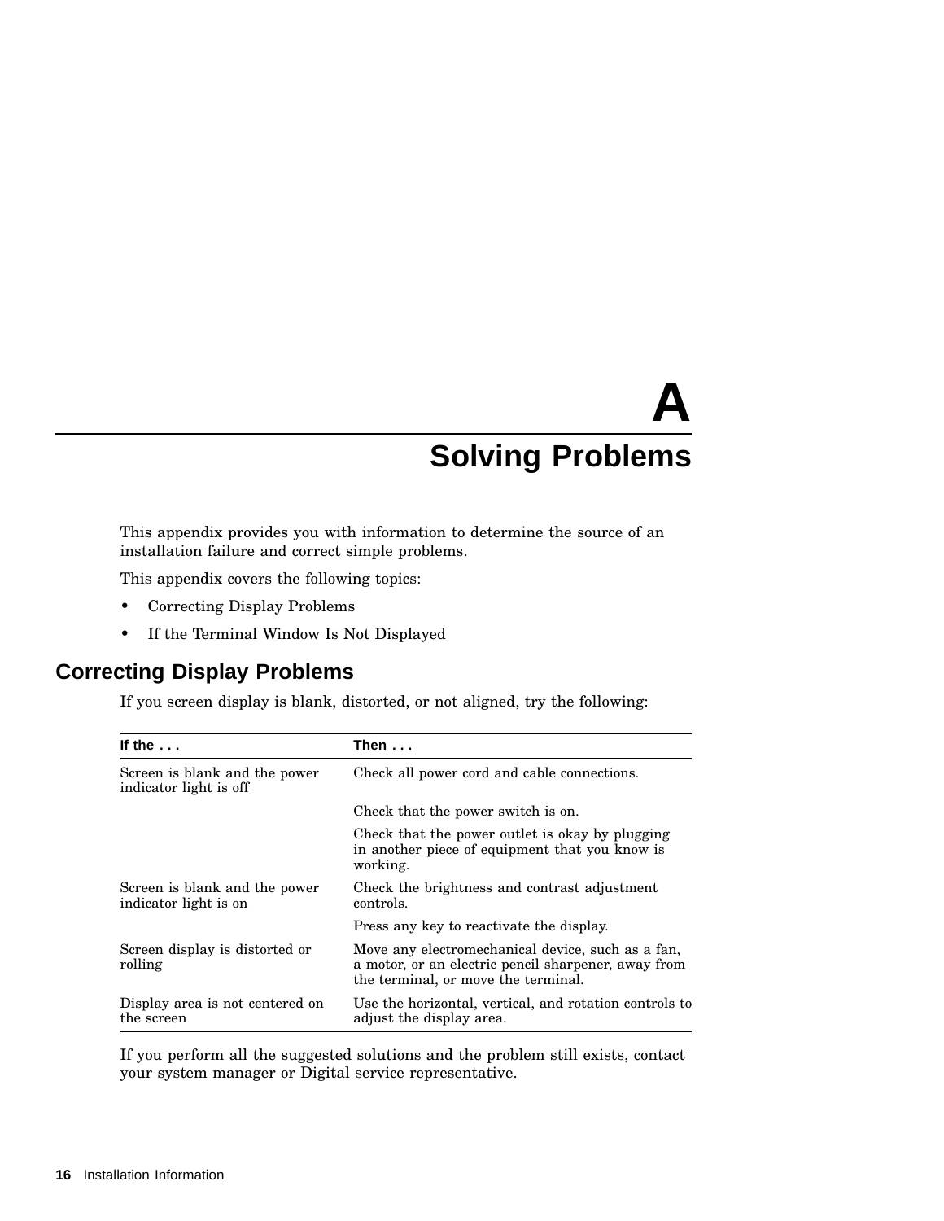# A
# Solving Problems

This appendix provides you with information to determine the source of an installation failure and correct simple problems.

This appendix covers the following topics:

- Correcting Display Problems
- If the Terminal Window Is Not Displayed

## Correcting Display Problems

If you screen display is blank, distorted, or not aligned, try the following:

| If the . . . | Then . . . |
|---|---|
| Screen is blank and the power indicator light is off | Check all power cord and cable connections. |
| | Check that the power switch is on. |
| | Check that the power outlet is okay by plugging in another piece of equipment that you know is working. |
| Screen is blank and the power indicator light is on | Check the brightness and contrast adjustment controls. |
| | Press any key to reactivate the display. |
| Screen display is distorted or rolling | Move any electromechanical device, such as a fan, a motor, or an electric pencil sharpener, away from the terminal, or move the terminal. |
| Display area is not centered on the screen | Use the horizontal, vertical, and rotation controls to adjust the display area. |

If you perform all the suggested solutions and the problem still exists, contact your system manager or Digital service representative.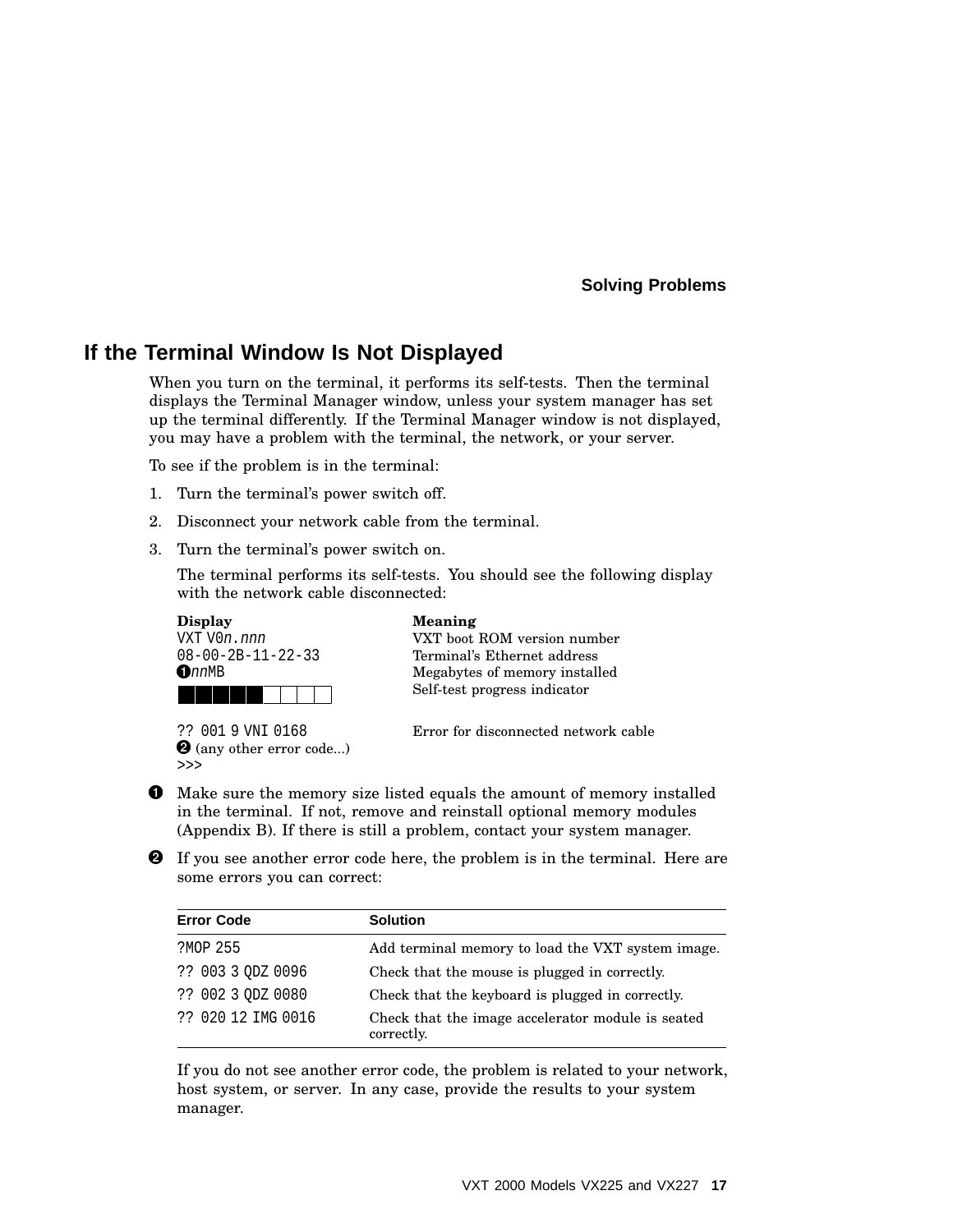## If the Terminal Window Is Not Displayed

When you turn on the terminal, it performs its self-tests. Then the terminal displays the Terminal Manager window, unless your system manager has set up the terminal differently. If the Terminal Manager window is not displayed, you may have a problem with the terminal, the network, or your server.

To see if the problem is in the terminal:

1. Turn the terminal's power switch off.
2. Disconnect your network cable from the terminal.
3. Turn the terminal's power switch on.

   The terminal performs its self-tests. You should see the following display with the network cable disconnected:

| Display | Meaning |
|---|---|
| `VXT V0`*n.nnn* | VXT boot ROM version number |
| `08-00-2B-11-22-33` | Terminal's Ethernet address |
| ❶*nn*`MB` | Megabytes of memory installed |
| █████□□□□ | Self-test progress indicator |
| | |
| `?? 001 9 VNI 0168` | Error for disconnected network cable |
| ❷ (any other error code...) | |
| `>>>` | |

❶ Make sure the memory size listed equals the amount of memory installed in the terminal. If not, remove and reinstall optional memory modules (Appendix B). If there is still a problem, contact your system manager.

❷ If you see another error code here, the problem is in the terminal. Here are some errors you can correct:

| Error Code | Solution |
|---|---|
| `?MOP 255` | Add terminal memory to load the VXT system image. |
| `?? 003 3 QDZ 0096` | Check that the mouse is plugged in correctly. |
| `?? 002 3 QDZ 0080` | Check that the keyboard is plugged in correctly. |
| `?? 020 12 IMG 0016` | Check that the image accelerator module is seated correctly. |

If you do not see another error code, the problem is related to your network, host system, or server. In any case, provide the results to your system manager.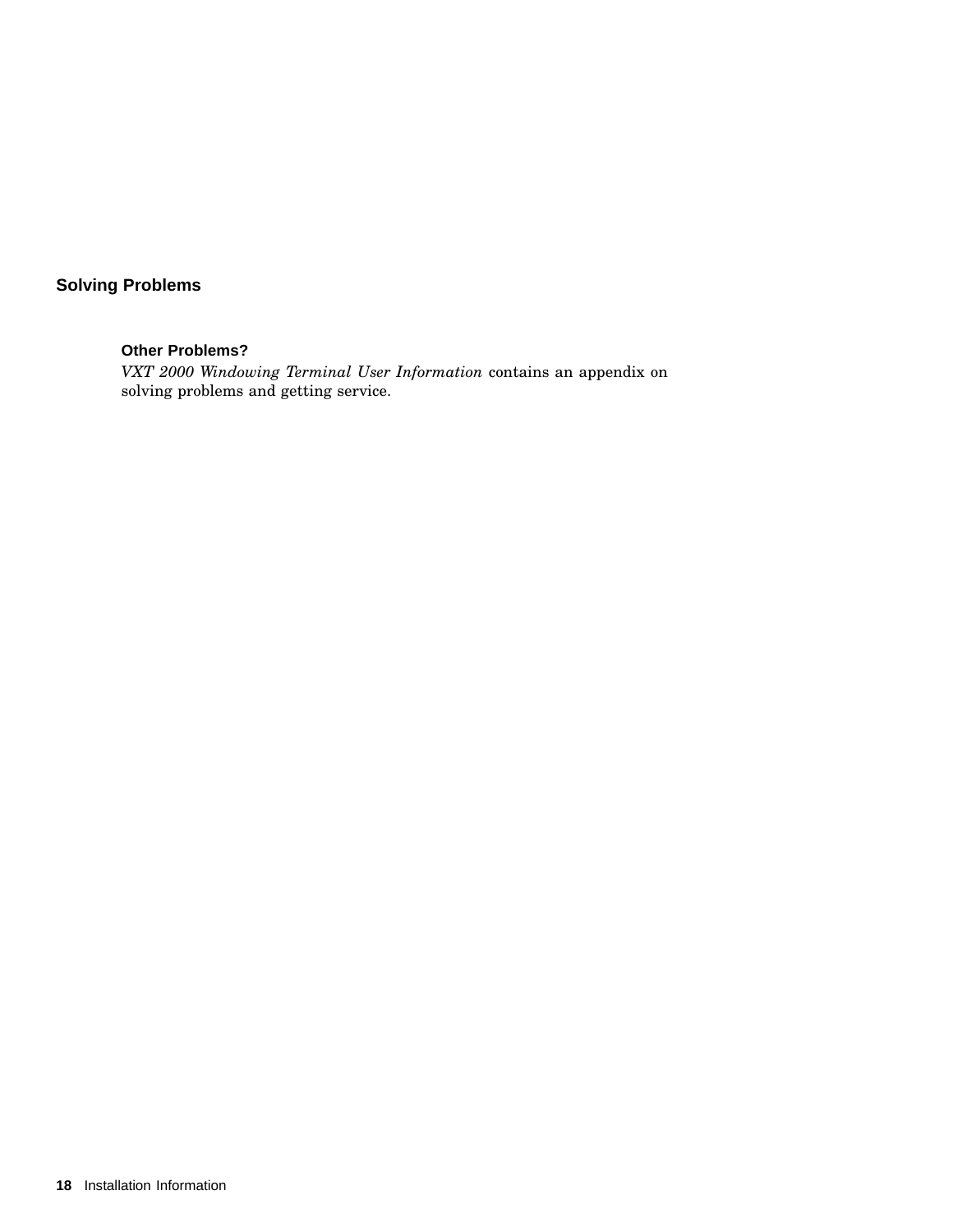## Solving Problems

### Other Problems?

*VXT 2000 Windowing Terminal User Information* contains an appendix on solving problems and getting service.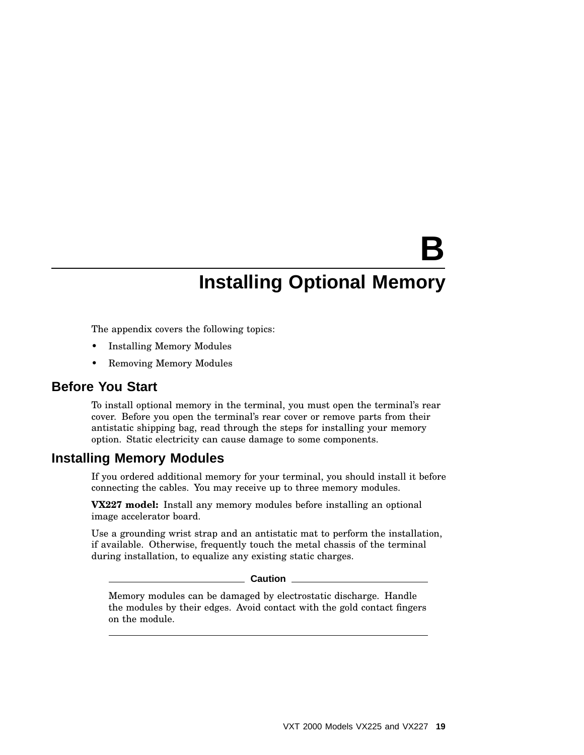# B
# Installing Optional Memory

The appendix covers the following topics:

- Installing Memory Modules
- Removing Memory Modules

## Before You Start

To install optional memory in the terminal, you must open the terminal's rear cover. Before you open the terminal's rear cover or remove parts from their antistatic shipping bag, read through the steps for installing your memory option. Static electricity can cause damage to some components.

## Installing Memory Modules

If you ordered additional memory for your terminal, you should install it before connecting the cables. You may receive up to three memory modules.

**VX227 model:** Install any memory modules before installing an optional image accelerator board.

Use a grounding wrist strap and an antistatic mat to perform the installation, if available. Otherwise, frequently touch the metal chassis of the terminal during installation, to equalize any existing static charges.

**Caution**

Memory modules can be damaged by electrostatic discharge. Handle the modules by their edges. Avoid contact with the gold contact fingers on the module.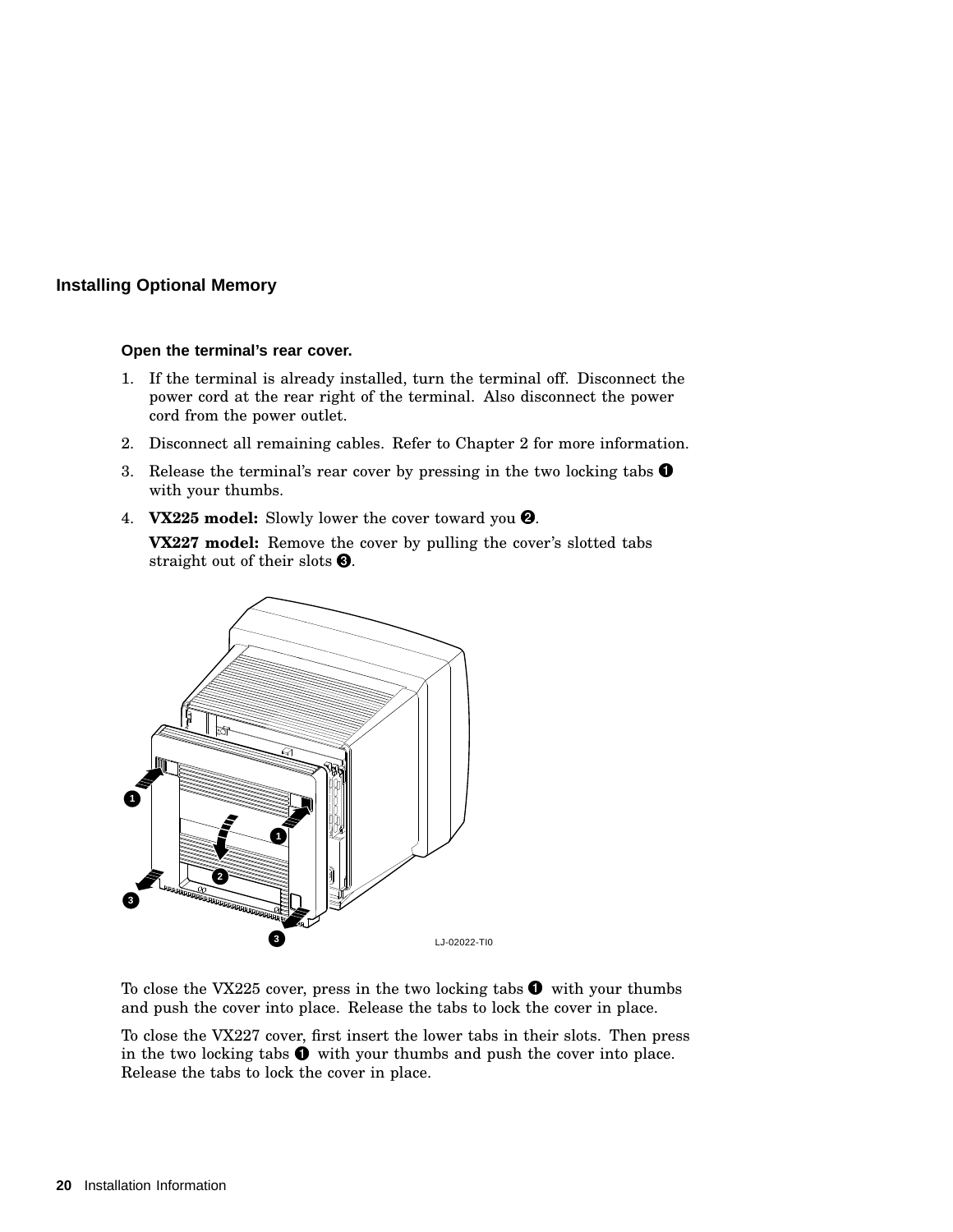## Installing Optional Memory

### Open the terminal's rear cover.

1. If the terminal is already installed, turn the terminal off. Disconnect the power cord at the rear right of the terminal. Also disconnect the power cord from the power outlet.
2. Disconnect all remaining cables. Refer to Chapter 2 for more information.
3. Release the terminal's rear cover by pressing in the two locking tabs ❶ with your thumbs.
4. **VX225 model:** Slowly lower the cover toward you ❷.

   **VX227 model:** Remove the cover by pulling the cover's slotted tabs straight out of their slots ❸.

LJ-02022-TI0

To close the VX225 cover, press in the two locking tabs ❶ with your thumbs and push the cover into place. Release the tabs to lock the cover in place.

To close the VX227 cover, first insert the lower tabs in their slots. Then press in the two locking tabs ❶ with your thumbs and push the cover into place. Release the tabs to lock the cover in place.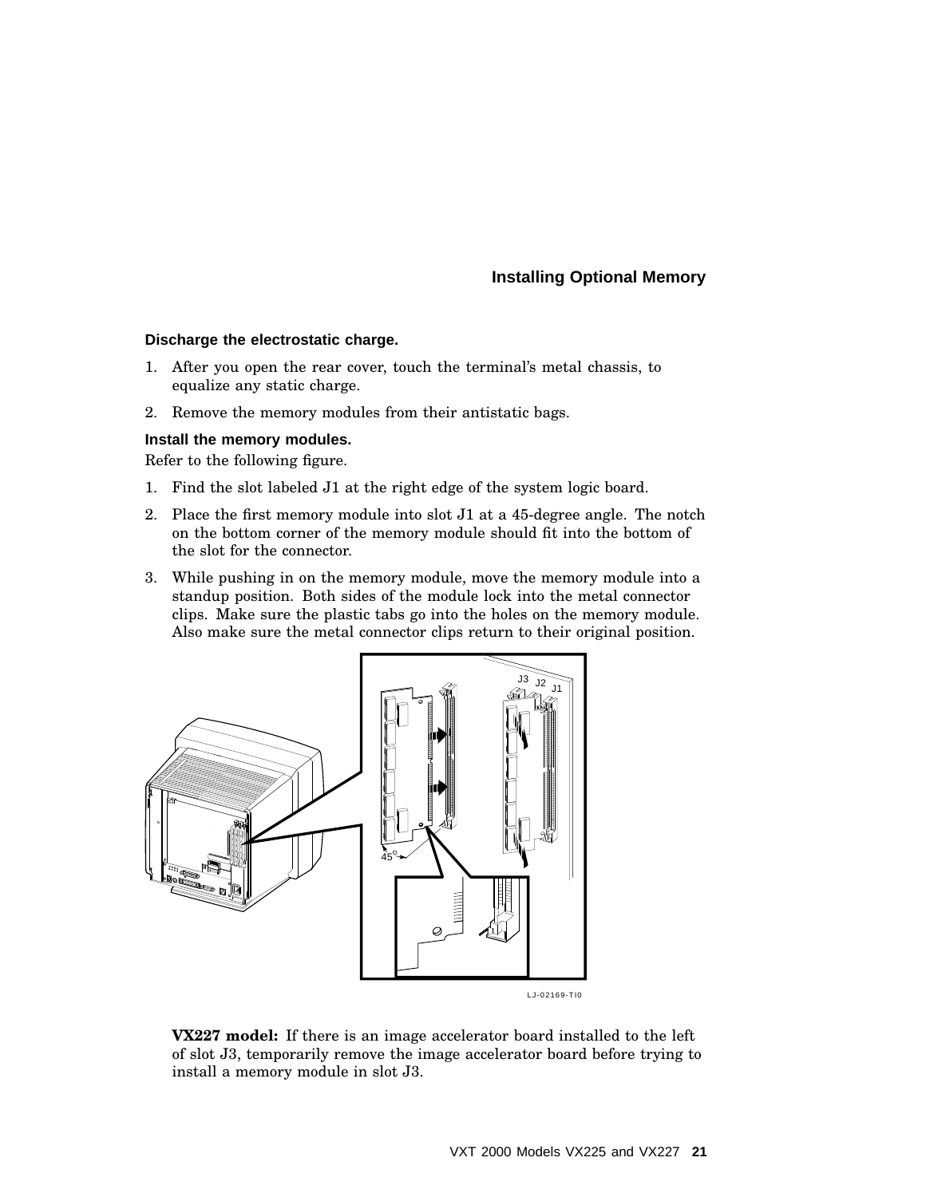## Installing Optional Memory

### Discharge the electrostatic charge.

1. After you open the rear cover, touch the terminal's metal chassis, to equalize any static charge.
2. Remove the memory modules from their antistatic bags.

### Install the memory modules.

Refer to the following figure.

1. Find the slot labeled J1 at the right edge of the system logic board.
2. Place the first memory module into slot J1 at a 45-degree angle. The notch on the bottom corner of the memory module should fit into the bottom of the slot for the connector.
3. While pushing in on the memory module, move the memory module into a standup position. Both sides of the module lock into the metal connector clips. Make sure the plastic tabs go into the holes on the memory module. Also make sure the metal connector clips return to their original position.

LJ-02169-TI0

**VX227 model:** If there is an image accelerator board installed to the left of slot J3, temporarily remove the image accelerator board before trying to install a memory module in slot J3.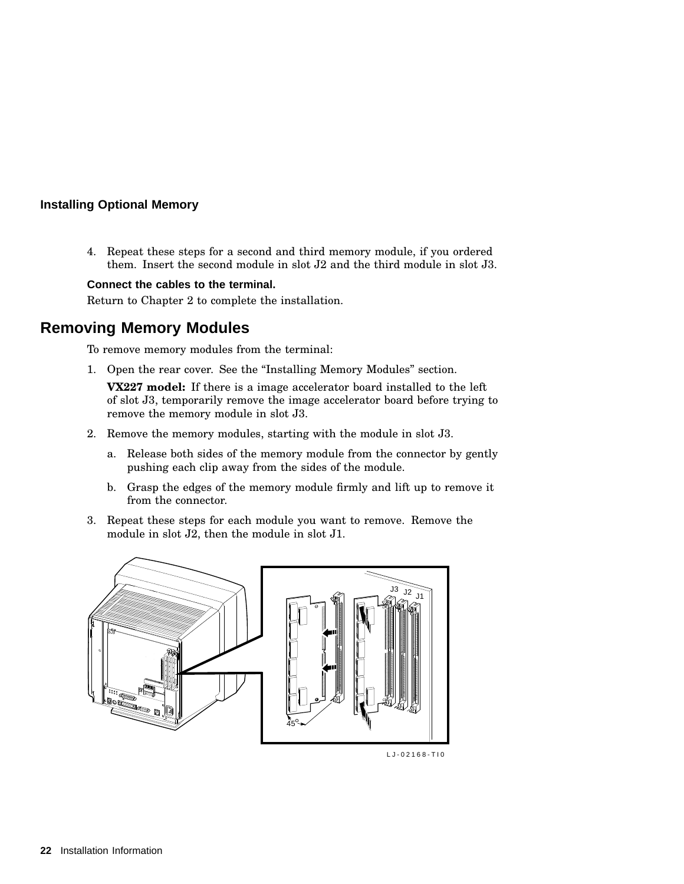### Installing Optional Memory

4. Repeat these steps for a second and third memory module, if you ordered them. Insert the second module in slot J2 and the third module in slot J3.

**Connect the cables to the terminal.**

Return to Chapter 2 to complete the installation.

## Removing Memory Modules

To remove memory modules from the terminal:

1. Open the rear cover. See the “Installing Memory Modules” section.

   **VX227 model:** If there is a image accelerator board installed to the left of slot J3, temporarily remove the image accelerator board before trying to remove the memory module in slot J3.

2. Remove the memory modules, starting with the module in slot J3.

   a. Release both sides of the memory module from the connector by gently pushing each clip away from the sides of the module.

   b. Grasp the edges of the memory module firmly and lift up to remove it from the connector.

3. Repeat these steps for each module you want to remove. Remove the module in slot J2, then the module in slot J1.

LJ-02168-TI0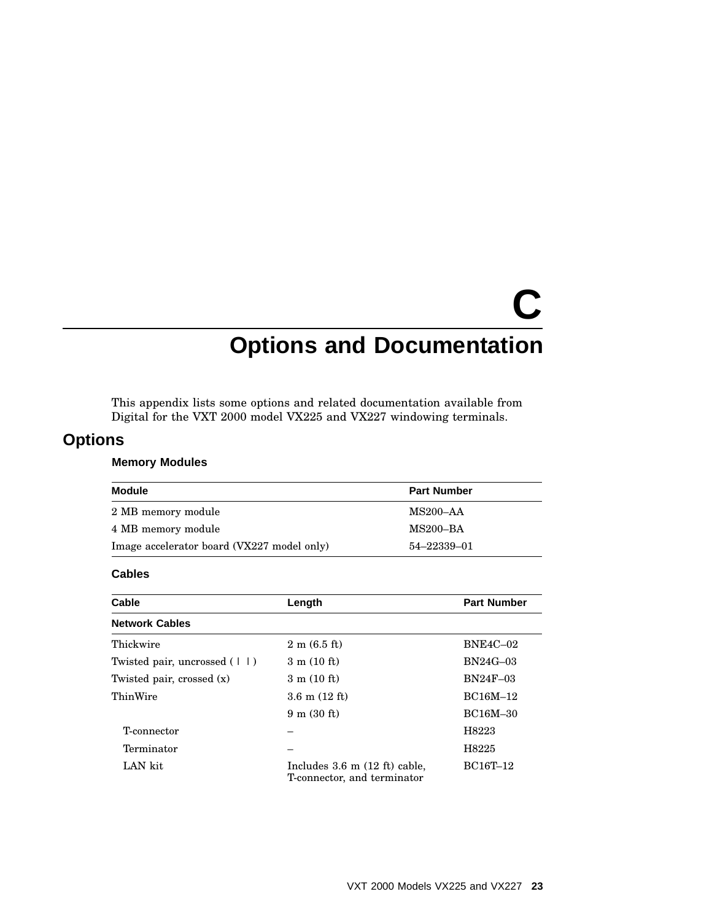# C Options and Documentation

This appendix lists some options and related documentation available from Digital for the VXT 2000 model VX225 and VX227 windowing terminals.

## Options

### Memory Modules

| Module | Part Number |
|---|---|
| 2 MB memory module | MS200–AA |
| 4 MB memory module | MS200–BA |
| Image accelerator board (VX227 model only) | 54–22339–01 |

### Cables

| Cable | Length | Part Number |
|---|---|---|
| **Network Cables** | | |
| Thickwire | 2 m (6.5 ft) | BNE4C–02 |
| Twisted pair, uncrossed ( \| \| ) | 3 m (10 ft) | BN24G–03 |
| Twisted pair, crossed (x) | 3 m (10 ft) | BN24F–03 |
| ThinWire | 3.6 m (12 ft) | BC16M–12 |
| | 9 m (30 ft) | BC16M–30 |
| T-connector | – | H8223 |
| Terminator | – | H8225 |
| LAN kit | Includes 3.6 m (12 ft) cable, T-connector, and terminator | BC16T–12 |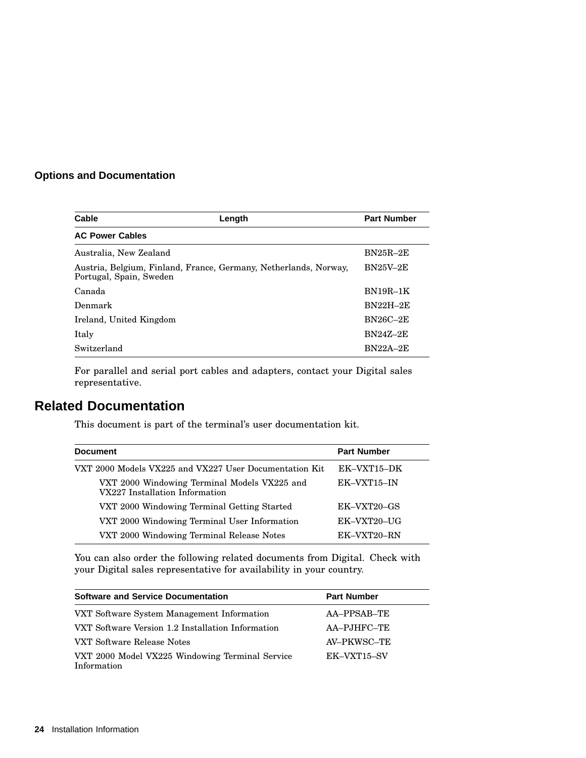### Options and Documentation

| Cable | Length | Part Number |
|---|---|---|
| **AC Power Cables** | | |
| Australia, New Zealand | | BN25R–2E |
| Austria, Belgium, Finland, France, Germany, Netherlands, Norway, Portugal, Spain, Sweden | | BN25V–2E |
| Canada | | BN19R–1K |
| Denmark | | BN22H–2E |
| Ireland, United Kingdom | | BN26C–2E |
| Italy | | BN24Z–2E |
| Switzerland | | BN22A–2E |

For parallel and serial port cables and adapters, contact your Digital sales representative.

## Related Documentation

This document is part of the terminal's user documentation kit.

| Document | Part Number |
|---|---|
| VXT 2000 Models VX225 and VX227 User Documentation Kit | EK–VXT15–DK |
| VXT 2000 Windowing Terminal Models VX225 and VX227 Installation Information | EK–VXT15–IN |
| VXT 2000 Windowing Terminal Getting Started | EK–VXT20–GS |
| VXT 2000 Windowing Terminal User Information | EK–VXT20–UG |
| VXT 2000 Windowing Terminal Release Notes | EK–VXT20–RN |

You can also order the following related documents from Digital. Check with your Digital sales representative for availability in your country.

| Software and Service Documentation | Part Number |
|---|---|
| VXT Software System Management Information | AA–PPSAB–TE |
| VXT Software Version 1.2 Installation Information | AA–PJHFC–TE |
| VXT Software Release Notes | AV–PKWSC–TE |
| VXT 2000 Model VX225 Windowing Terminal Service Information | EK–VXT15–SV |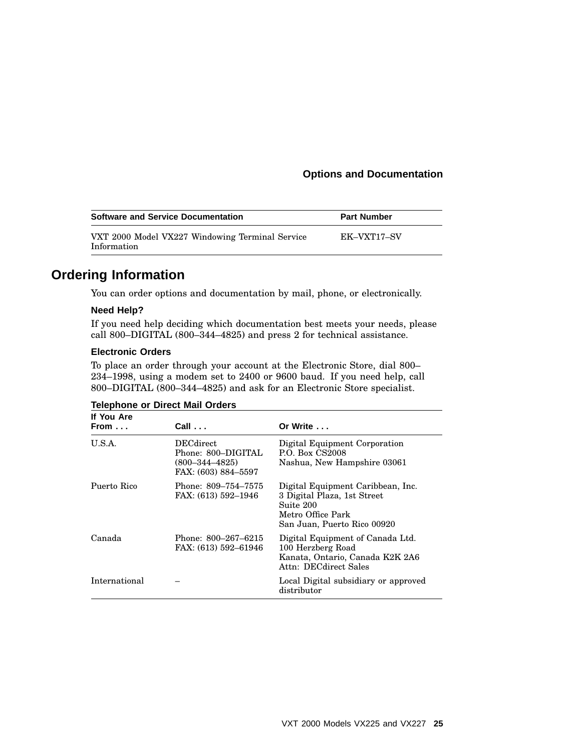| Software and Service Documentation | Part Number |
|---|---|
| VXT 2000 Model VX227 Windowing Terminal Service Information | EK–VXT17–SV |

## Ordering Information

You can order options and documentation by mail, phone, or electronically.

### Need Help?

If you need help deciding which documentation best meets your needs, please call 800–DIGITAL (800–344–4825) and press 2 for technical assistance.

### Electronic Orders

To place an order through your account at the Electronic Store, dial 800–234–1998, using a modem set to 2400 or 9600 baud. If you need help, call 800–DIGITAL (800–344–4825) and ask for an Electronic Store specialist.

**Telephone or Direct Mail Orders**

| If You Are From . . . | Call . . . | Or Write . . . |
|---|---|---|
| U.S.A. | DECdirect<br>Phone: 800–DIGITAL<br>(800–344–4825)<br>FAX: (603) 884–5597 | Digital Equipment Corporation<br>P.O. Box CS2008<br>Nashua, New Hampshire 03061 |
| Puerto Rico | Phone: 809–754–7575<br>FAX: (613) 592–1946 | Digital Equipment Caribbean, Inc.<br>3 Digital Plaza, 1st Street<br>Suite 200<br>Metro Office Park<br>San Juan, Puerto Rico 00920 |
| Canada | Phone: 800–267–6215<br>FAX: (613) 592–61946 | Digital Equipment of Canada Ltd.<br>100 Herzberg Road<br>Kanata, Ontario, Canada K2K 2A6<br>Attn: DECdirect Sales |
| International | – | Local Digital subsidiary or approved distributor |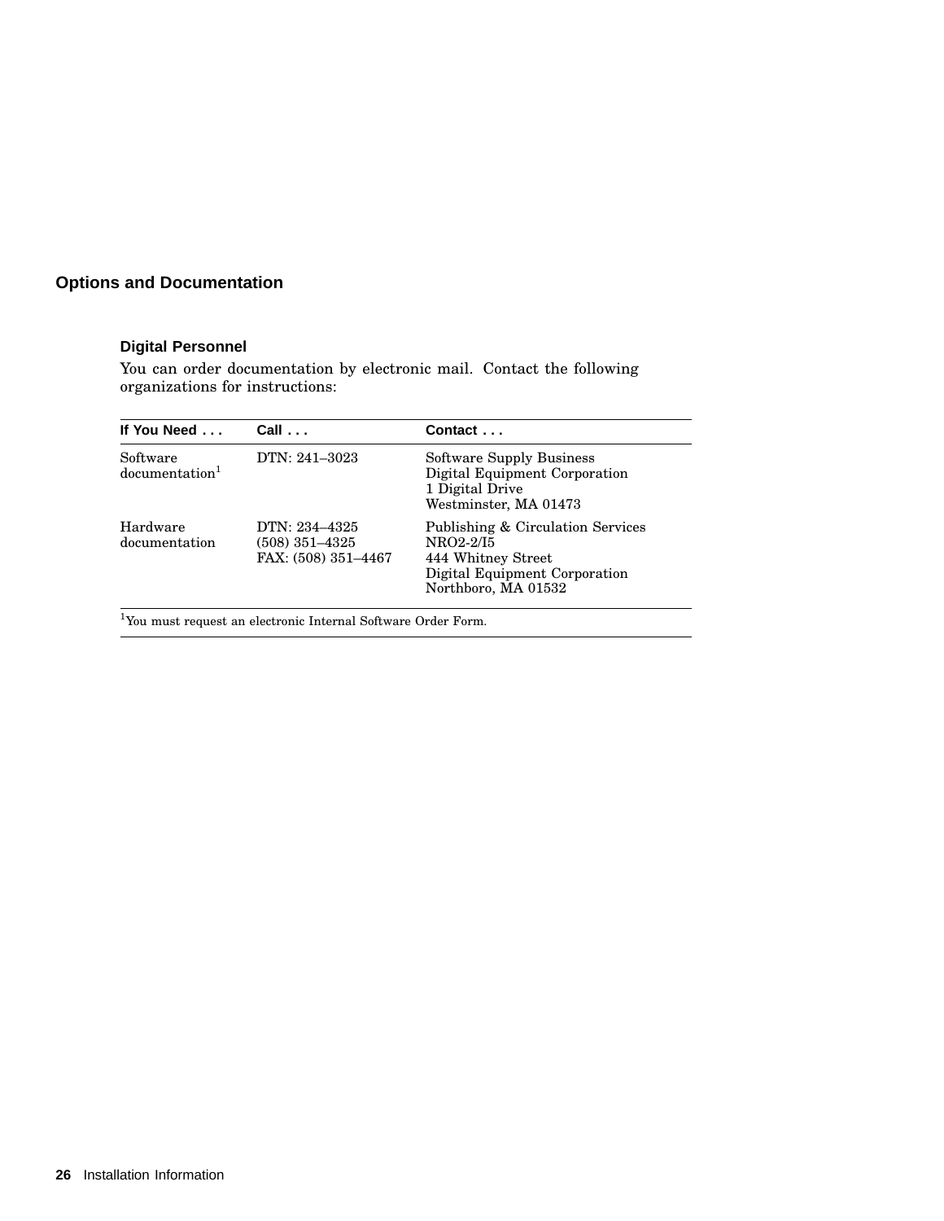## Options and Documentation

### Digital Personnel

You can order documentation by electronic mail. Contact the following organizations for instructions:

| If You Need . . . | Call . . . | Contact . . . |
|---|---|---|
| Software documentation[1] | DTN: 241–3023 | Software Supply Business<br>Digital Equipment Corporation<br>1 Digital Drive<br>Westminster, MA 01473 |
| Hardware documentation | DTN: 234–4325<br>(508) 351–4325<br>FAX: (508) 351–4467 | Publishing & Circulation Services<br>NRO2-2/I5<br>444 Whitney Street<br>Digital Equipment Corporation<br>Northboro, MA 01532 |

[1]You must request an electronic Internal Software Order Form.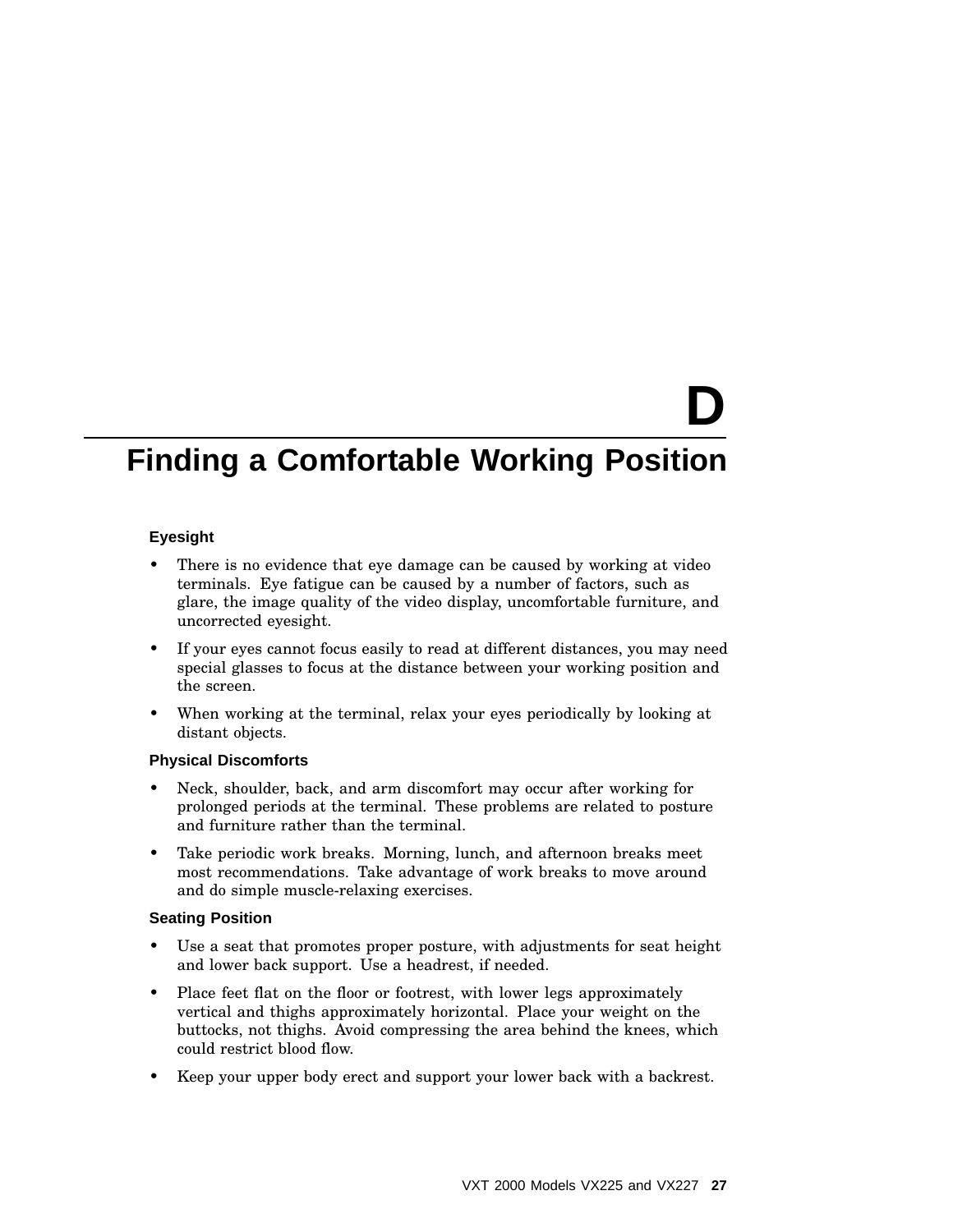# D Finding a Comfortable Working Position

### Eyesight

- There is no evidence that eye damage can be caused by working at video terminals. Eye fatigue can be caused by a number of factors, such as glare, the image quality of the video display, uncomfortable furniture, and uncorrected eyesight.
- If your eyes cannot focus easily to read at different distances, you may need special glasses to focus at the distance between your working position and the screen.
- When working at the terminal, relax your eyes periodically by looking at distant objects.

### Physical Discomforts

- Neck, shoulder, back, and arm discomfort may occur after working for prolonged periods at the terminal. These problems are related to posture and furniture rather than the terminal.
- Take periodic work breaks. Morning, lunch, and afternoon breaks meet most recommendations. Take advantage of work breaks to move around and do simple muscle-relaxing exercises.

### Seating Position

- Use a seat that promotes proper posture, with adjustments for seat height and lower back support. Use a headrest, if needed.
- Place feet flat on the floor or footrest, with lower legs approximately vertical and thighs approximately horizontal. Place your weight on the buttocks, not thighs. Avoid compressing the area behind the knees, which could restrict blood flow.
- Keep your upper body erect and support your lower back with a backrest.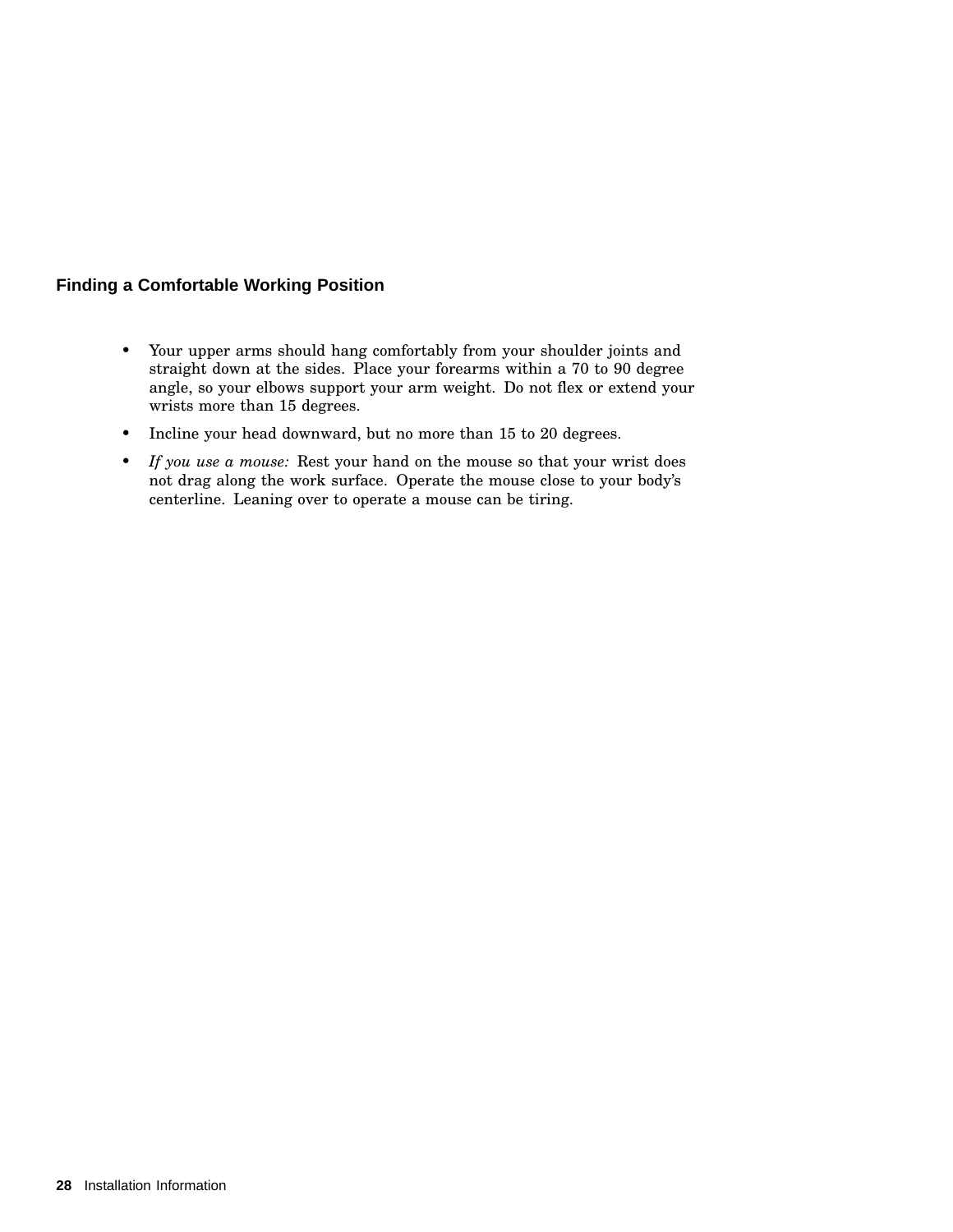### Finding a Comfortable Working Position

- Your upper arms should hang comfortably from your shoulder joints and straight down at the sides. Place your forearms within a 70 to 90 degree angle, so your elbows support your arm weight. Do not flex or extend your wrists more than 15 degrees.
- Incline your head downward, but no more than 15 to 20 degrees.
- *If you use a mouse:* Rest your hand on the mouse so that your wrist does not drag along the work surface. Operate the mouse close to your body's centerline. Leaning over to operate a mouse can be tiring.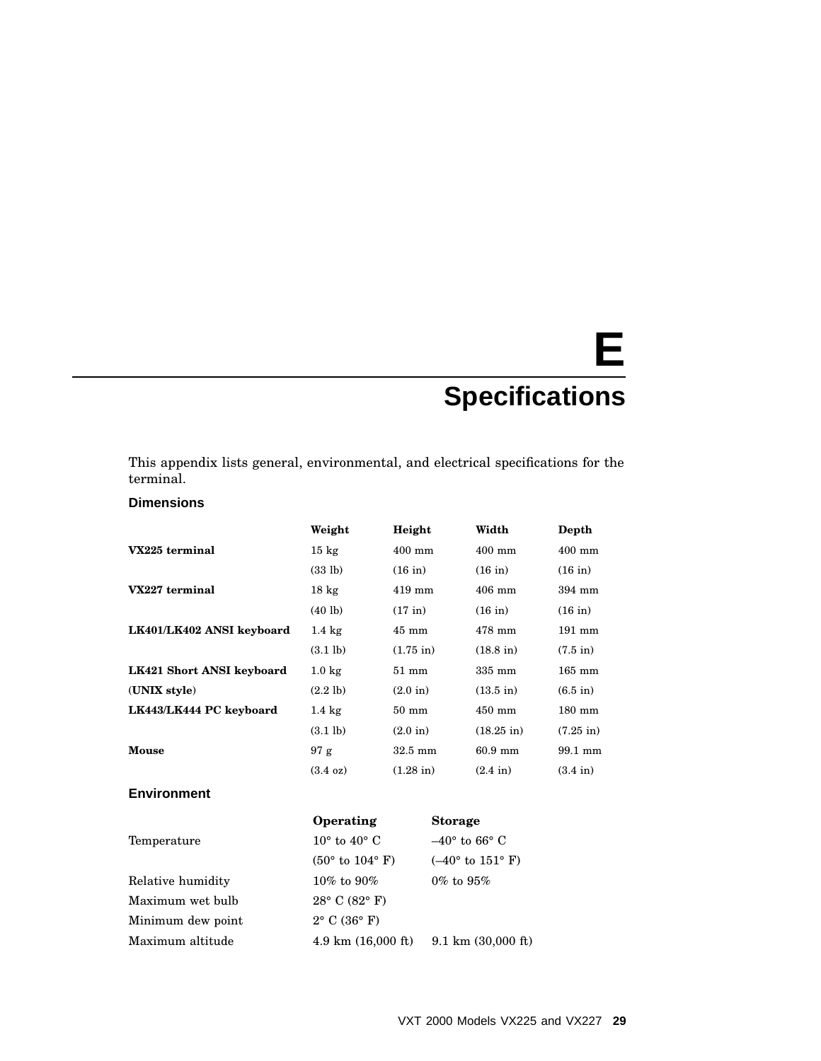# E Specifications

This appendix lists general, environmental, and electrical specifications for the terminal.

### Dimensions

| | Weight | Height | Width | Depth |
|---|---|---|---|---|
| **VX225 terminal** | 15 kg | 400 mm | 400 mm | 400 mm |
| | (33 lb) | (16 in) | (16 in) | (16 in) |
| **VX227 terminal** | 18 kg | 419 mm | 406 mm | 394 mm |
| | (40 lb) | (17 in) | (16 in) | (16 in) |
| **LK401/LK402 ANSI keyboard** | 1.4 kg | 45 mm | 478 mm | 191 mm |
| | (3.1 lb) | (1.75 in) | (18.8 in) | (7.5 in) |
| **LK421 Short ANSI keyboard** | 1.0 kg | 51 mm | 335 mm | 165 mm |
| **(UNIX style)** | (2.2 lb) | (2.0 in) | (13.5 in) | (6.5 in) |
| **LK443/LK444 PC keyboard** | 1.4 kg | 50 mm | 450 mm | 180 mm |
| | (3.1 lb) | (2.0 in) | (18.25 in) | (7.25 in) |
| **Mouse** | 97 g | 32.5 mm | 60.9 mm | 99.1 mm |
| | (3.4 oz) | (1.28 in) | (2.4 in) | (3.4 in) |

### Environment

| | Operating | Storage |
|---|---|---|
| Temperature | 10° to 40° C | –40° to 66° C |
| | (50° to 104° F) | (–40° to 151° F) |
| Relative humidity | 10% to 90% | 0% to 95% |
| Maximum wet bulb | 28° C (82° F) | |
| Minimum dew point | 2° C (36° F) | |
| Maximum altitude | 4.9 km (16,000 ft) | 9.1 km (30,000 ft) |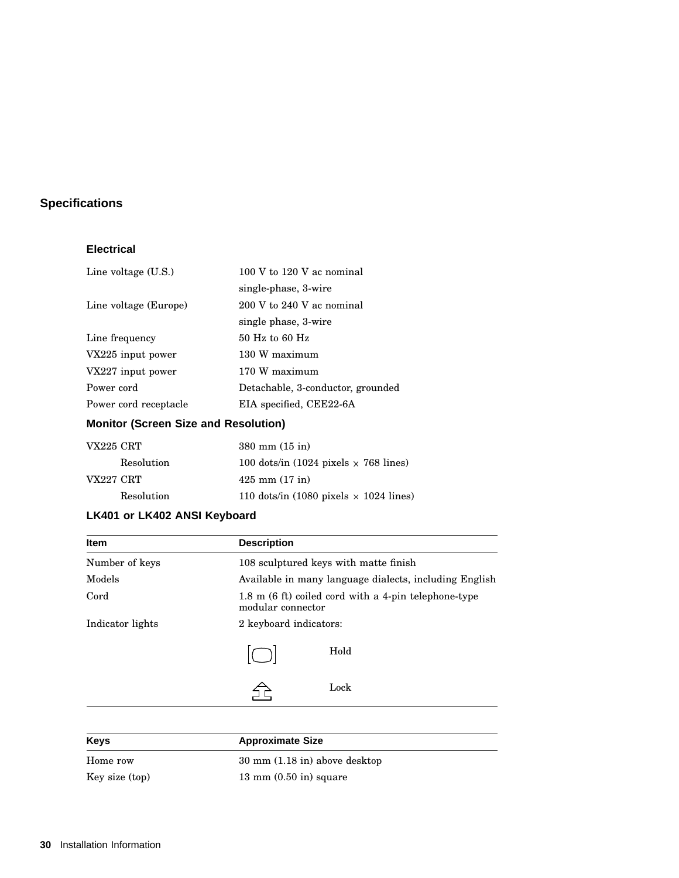## Specifications

### Electrical

| | |
|---|---|
| Line voltage (U.S.) | 100 V to 120 V ac nominal single-phase, 3-wire |
| Line voltage (Europe) | 200 V to 240 V ac nominal single phase, 3-wire |
| Line frequency | 50 Hz to 60 Hz |
| VX225 input power | 130 W maximum |
| VX227 input power | 170 W maximum |
| Power cord | Detachable, 3-conductor, grounded |
| Power cord receptacle | EIA specified, CEE22-6A |

### Monitor (Screen Size and Resolution)

| | |
|---|---|
| VX225 CRT | 380 mm (15 in) |
| Resolution | 100 dots/in (1024 pixels × 768 lines) |
| VX227 CRT | 425 mm (17 in) |
| Resolution | 110 dots/in (1080 pixels × 1024 lines) |

### LK401 or LK402 ANSI Keyboard

| Item | Description | |
|---|---|---|
| Number of keys | 108 sculptured keys with matte finish | |
| Models | Available in many language dialects, including English | |
| Cord | 1.8 m (6 ft) coiled cord with a 4-pin telephone-type modular connector | |
| Indicator lights | 2 keyboard indicators: | |
| | [◯] | Hold |
| | ⇪ | Lock |

| Keys | Approximate Size |
|---|---|
| Home row | 30 mm (1.18 in) above desktop |
| Key size (top) | 13 mm (0.50 in) square |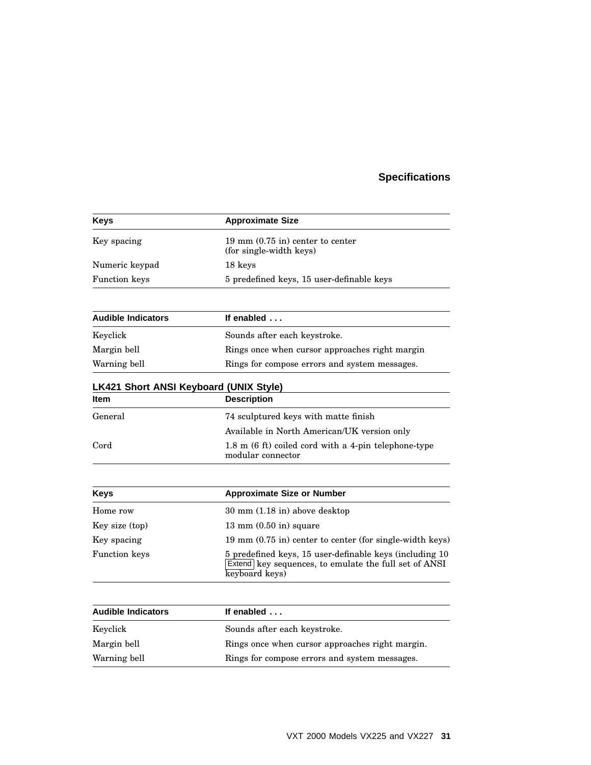| Keys | Approximate Size |
| --- | --- |
| Key spacing | 19 mm (0.75 in) center to center (for single-width keys) |
| Numeric keypad | 18 keys |
| Function keys | 5 predefined keys, 15 user-definable keys |

| Audible Indicators | If enabled . . . |
| --- | --- |
| Keyclick | Sounds after each keystroke. |
| Margin bell | Rings once when cursor approaches right margin |
| Warning bell | Rings for compose errors and system messages. |

**LK421 Short ANSI Keyboard (UNIX Style)**

| Item | Description |
| --- | --- |
| General | 74 sculptured keys with matte finish |
| | Available in North American/UK version only |
| Cord | 1.8 m (6 ft) coiled cord with a 4-pin telephone-type modular connector |

| Keys | Approximate Size or Number |
| --- | --- |
| Home row | 30 mm (1.18 in) above desktop |
| Key size (top) | 13 mm (0.50 in) square |
| Key spacing | 19 mm (0.75 in) center to center (for single-width keys) |
| Function keys | 5 predefined keys, 15 user-definable keys (including 10 Extend key sequences, to emulate the full set of ANSI keyboard keys) |

| Audible Indicators | If enabled . . . |
| --- | --- |
| Keyclick | Sounds after each keystroke. |
| Margin bell | Rings once when cursor approaches right margin. |
| Warning bell | Rings for compose errors and system messages. |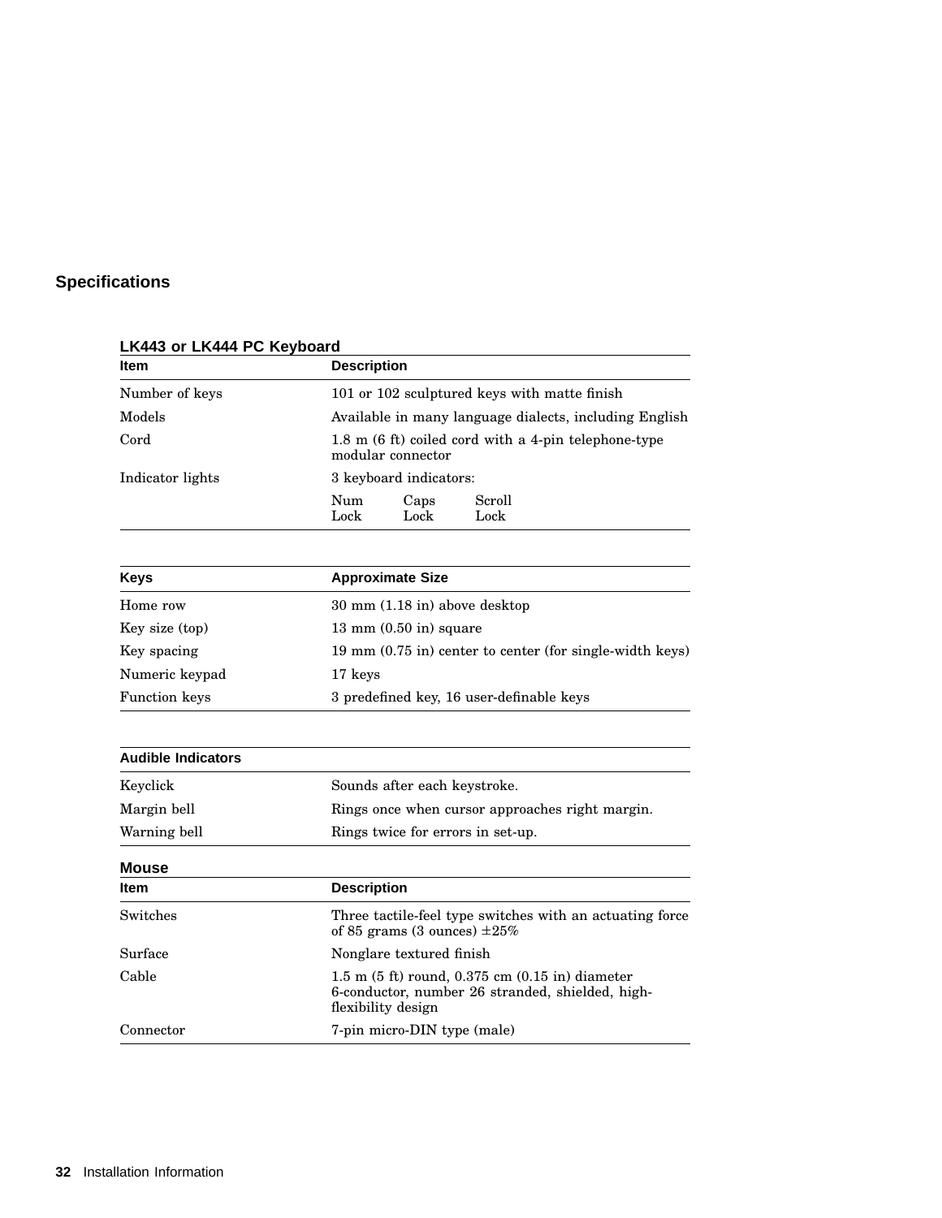## Specifications

### LK443 or LK444 PC Keyboard

| Item | Description |
| --- | --- |
| Number of keys | 101 or 102 sculptured keys with matte finish |
| Models | Available in many language dialects, including English |
| Cord | 1.8 m (6 ft) coiled cord with a 4-pin telephone-type modular connector |
| Indicator lights | 3 keyboard indicators: Num Lock, Caps Lock, Scroll Lock |

| Keys | Approximate Size |
| --- | --- |
| Home row | 30 mm (1.18 in) above desktop |
| Key size (top) | 13 mm (0.50 in) square |
| Key spacing | 19 mm (0.75 in) center to center (for single-width keys) |
| Numeric keypad | 17 keys |
| Function keys | 3 predefined key, 16 user-definable keys |

| Audible Indicators | |
| --- | --- |
| Keyclick | Sounds after each keystroke. |
| Margin bell | Rings once when cursor approaches right margin. |
| Warning bell | Rings twice for errors in set-up. |

### Mouse

| Item | Description |
| --- | --- |
| Switches | Three tactile-feel type switches with an actuating force of 85 grams (3 ounces) ±25% |
| Surface | Nonglare textured finish |
| Cable | 1.5 m (5 ft) round, 0.375 cm (0.15 in) diameter 6-conductor, number 26 stranded, shielded, high-flexibility design |
| Connector | 7-pin micro-DIN type (male) |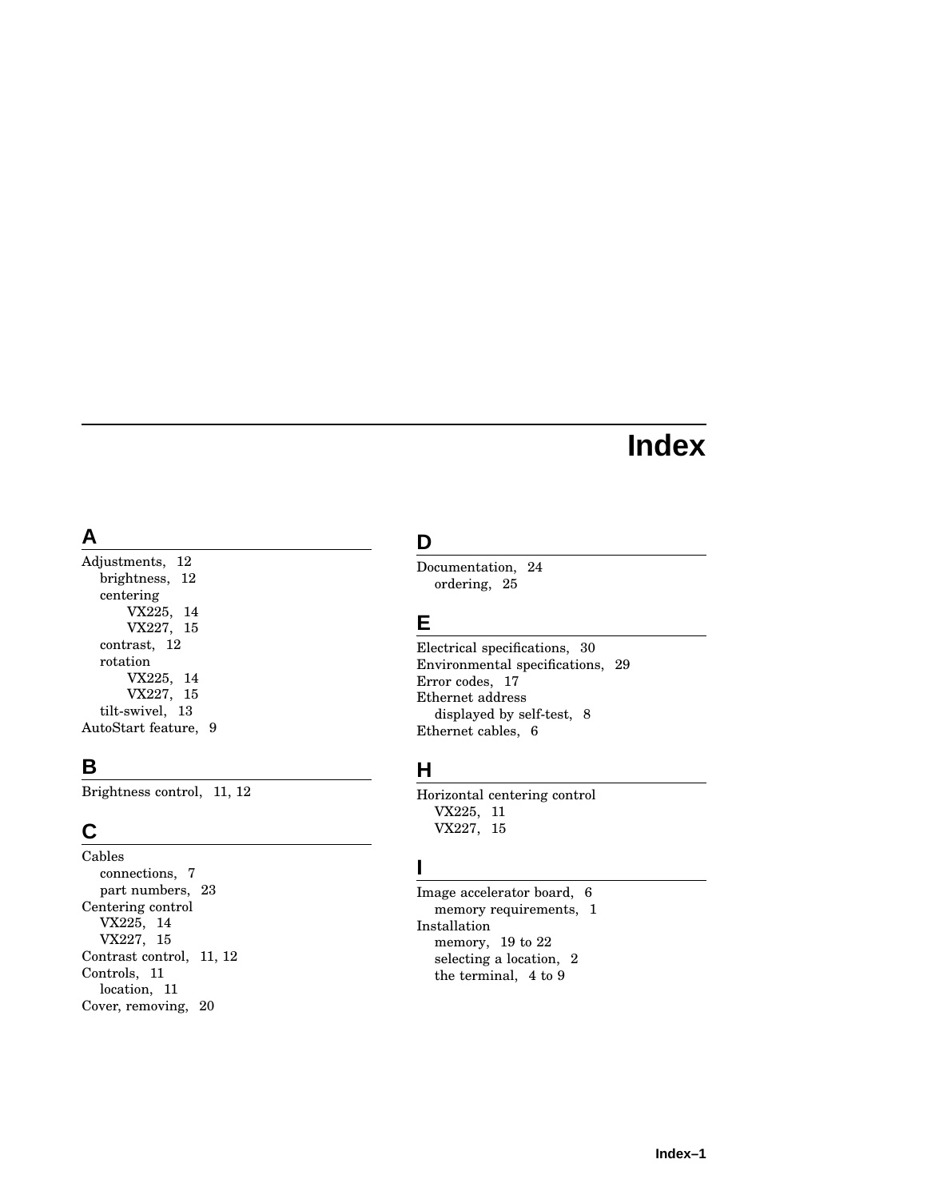# Index

## A

Adjustments, 12
- brightness, 12
- centering
  - VX225, 14
  - VX227, 15
- contrast, 12
- rotation
  - VX225, 14
  - VX227, 15
- tilt-swivel, 13

AutoStart feature, 9

## B

Brightness control, 11, 12

## C

Cables
- connections, 7
- part numbers, 23

Centering control
- VX225, 14
- VX227, 15

Contrast control, 11, 12

Controls, 11
- location, 11

Cover, removing, 20

## D

Documentation, 24
- ordering, 25

## E

Electrical specifications, 30

Environmental specifications, 29

Error codes, 17

Ethernet address
- displayed by self-test, 8

Ethernet cables, 6

## H

Horizontal centering control
- VX225, 11
- VX227, 15

## I

Image accelerator board, 6
- memory requirements, 1

Installation
- memory, 19 to 22
- selecting a location, 2
- the terminal, 4 to 9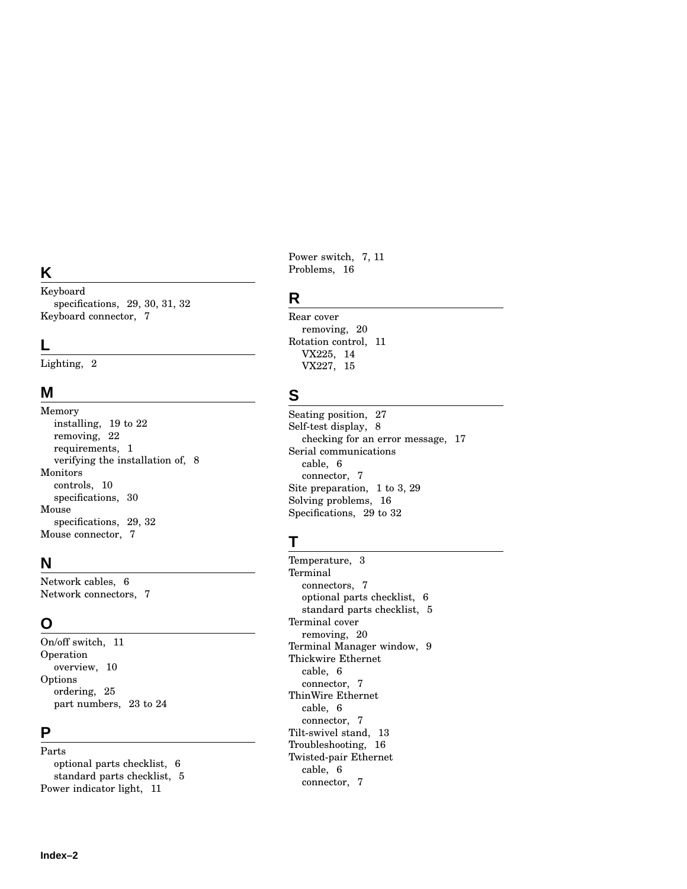## K

Keyboard
  specifications, 29, 30, 31, 32
Keyboard connector, 7

## L

Lighting, 2

## M

Memory
  installing, 19 to 22
  removing, 22
  requirements, 1
  verifying the installation of, 8
Monitors
  controls, 10
  specifications, 30
Mouse
  specifications, 29, 32
Mouse connector, 7

## N

Network cables, 6
Network connectors, 7

## O

On/off switch, 11
Operation
  overview, 10
Options
  ordering, 25
  part numbers, 23 to 24

## P

Parts
  optional parts checklist, 6
  standard parts checklist, 5
Power indicator light, 11
Power switch, 7, 11
Problems, 16

## R

Rear cover
  removing, 20
Rotation control, 11
  VX225, 14
  VX227, 15

## S

Seating position, 27
Self-test display, 8
  checking for an error message, 17
Serial communications
  cable, 6
  connector, 7
Site preparation, 1 to 3, 29
Solving problems, 16
Specifications, 29 to 32

## T

Temperature, 3
Terminal
  connectors, 7
  optional parts checklist, 6
  standard parts checklist, 5
Terminal cover
  removing, 20
Terminal Manager window, 9
Thickwire Ethernet
  cable, 6
  connector, 7
ThinWire Ethernet
  cable, 6
  connector, 7
Tilt-swivel stand, 13
Troubleshooting, 16
Twisted-pair Ethernet
  cable, 6
  connector, 7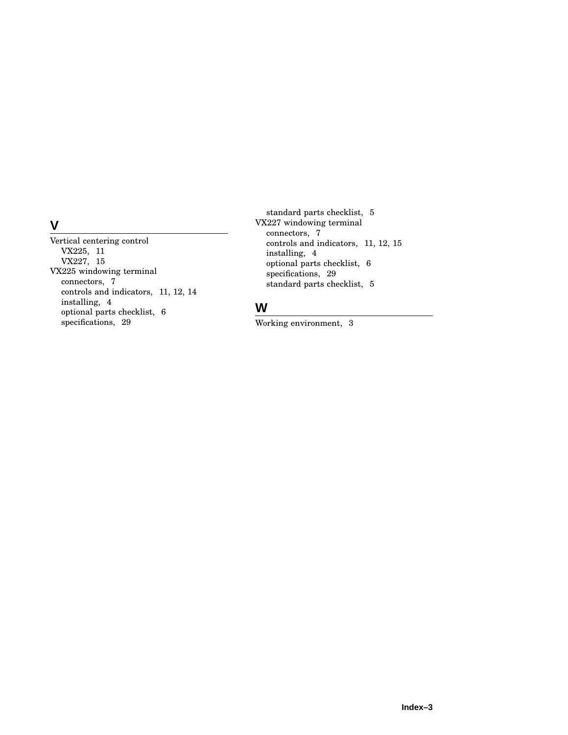## V

Vertical centering control
- VX225, 11
- VX227, 15

VX225 windowing terminal
- connectors, 7
- controls and indicators, 11, 12, 14
- installing, 4
- optional parts checklist, 6
- specifications, 29
- standard parts checklist, 5

VX227 windowing terminal
- connectors, 7
- controls and indicators, 11, 12, 15
- installing, 4
- optional parts checklist, 6
- specifications, 29
- standard parts checklist, 5

## W

Working environment, 3